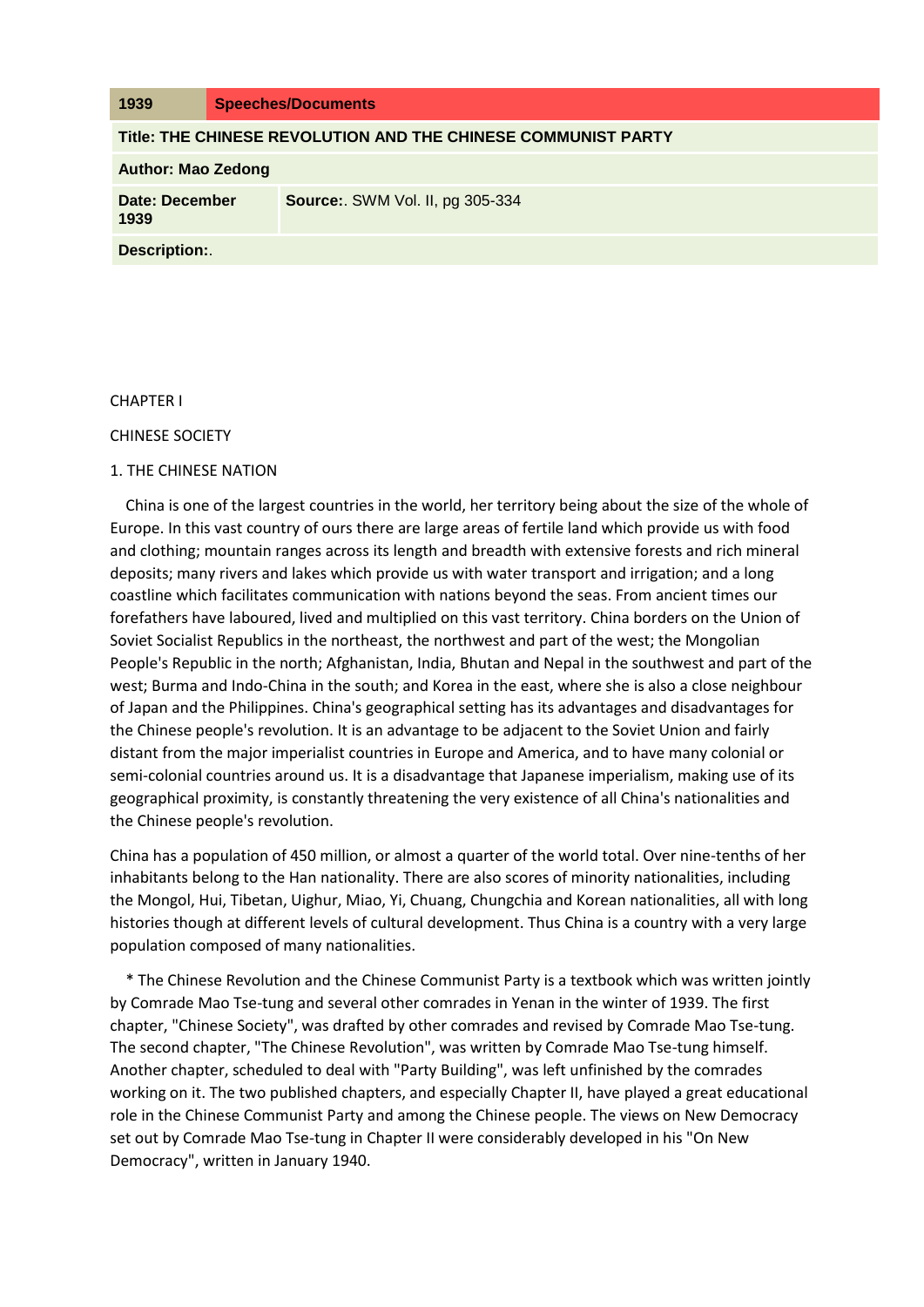| 1939 | Speeches/Documents |
| --- | --- |
| **Title: THE CHINESE REVOLUTION AND THE CHINESE COMMUNIST PARTY** | |
| **Author: Mao Zedong** | |
| **Date: December 1939** | **Source:**. SWM Vol. II, pg 305-334 |
| **Description:**. | |

# CHAPTER I

## CHINESE SOCIETY

### 1. THE CHINESE NATION

China is one of the largest countries in the world, her territory being about the size of the whole of Europe. In this vast country of ours there are large areas of fertile land which provide us with food and clothing; mountain ranges across its length and breadth with extensive forests and rich mineral deposits; many rivers and lakes which provide us with water transport and irrigation; and a long coastline which facilitates communication with nations beyond the seas. From ancient times our forefathers have laboured, lived and multiplied on this vast territory. China borders on the Union of Soviet Socialist Republics in the northeast, the northwest and part of the west; the Mongolian People's Republic in the north; Afghanistan, India, Bhutan and Nepal in the southwest and part of the west; Burma and Indo-China in the south; and Korea in the east, where she is also a close neighbour of Japan and the Philippines. China's geographical setting has its advantages and disadvantages for the Chinese people's revolution. It is an advantage to be adjacent to the Soviet Union and fairly distant from the major imperialist countries in Europe and America, and to have many colonial or semi-colonial countries around us. It is a disadvantage that Japanese imperialism, making use of its geographical proximity, is constantly threatening the very existence of all China's nationalities and the Chinese people's revolution.

China has a population of 450 million, or almost a quarter of the world total. Over nine-tenths of her inhabitants belong to the Han nationality. There are also scores of minority nationalities, including the Mongol, Hui, Tibetan, Uighur, Miao, Yi, Chuang, Chungchia and Korean nationalities, all with long histories though at different levels of cultural development. Thus China is a country with a very large population composed of many nationalities.

* The Chinese Revolution and the Chinese Communist Party is a textbook which was written jointly by Comrade Mao Tse-tung and several other comrades in Yenan in the winter of 1939. The first chapter, "Chinese Society", was drafted by other comrades and revised by Comrade Mao Tse-tung. The second chapter, "The Chinese Revolution", was written by Comrade Mao Tse-tung himself. Another chapter, scheduled to deal with "Party Building", was left unfinished by the comrades working on it. The two published chapters, and especially Chapter II, have played a great educational role in the Chinese Communist Party and among the Chinese people. The views on New Democracy set out by Comrade Mao Tse-tung in Chapter II were considerably developed in his "On New Democracy", written in January 1940.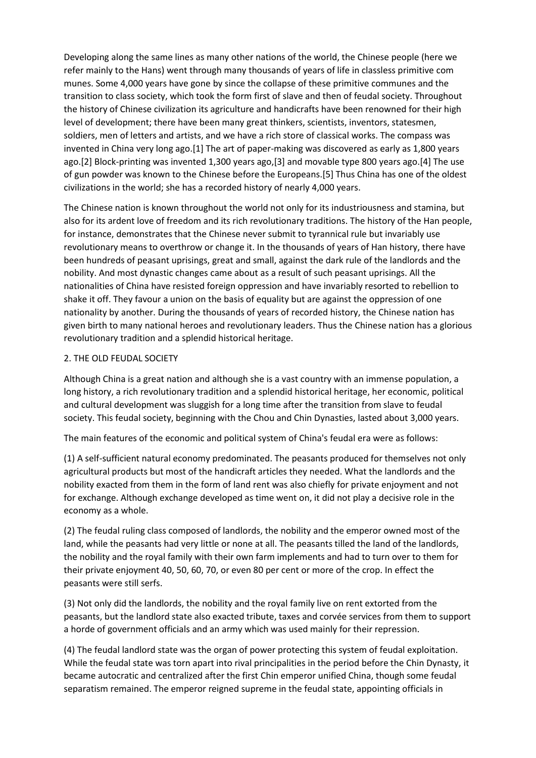Developing along the same lines as many other nations of the world, the Chinese people (here we refer mainly to the Hans) went through many thousands of years of life in classless primitive com munes. Some 4,000 years have gone by since the collapse of these primitive communes and the transition to class society, which took the form first of slave and then of feudal society. Throughout the history of Chinese civilization its agriculture and handicrafts have been renowned for their high level of development; there have been many great thinkers, scientists, inventors, statesmen, soldiers, men of letters and artists, and we have a rich store of classical works. The compass was invented in China very long ago.[1] The art of paper-making was discovered as early as 1,800 years ago.[2] Block-printing was invented 1,300 years ago,[3] and movable type 800 years ago.[4] The use of gun powder was known to the Chinese before the Europeans.[5] Thus China has one of the oldest civilizations in the world; she has a recorded history of nearly 4,000 years.

The Chinese nation is known throughout the world not only for its industriousness and stamina, but also for its ardent love of freedom and its rich revolutionary traditions. The history of the Han people, for instance, demonstrates that the Chinese never submit to tyrannical rule but invariably use revolutionary means to overthrow or change it. In the thousands of years of Han history, there have been hundreds of peasant uprisings, great and small, against the dark rule of the landlords and the nobility. And most dynastic changes came about as a result of such peasant uprisings. All the nationalities of China have resisted foreign oppression and have invariably resorted to rebellion to shake it off. They favour a union on the basis of equality but are against the oppression of one nationality by another. During the thousands of years of recorded history, the Chinese nation has given birth to many national heroes and revolutionary leaders. Thus the Chinese nation has a glorious revolutionary tradition and a splendid historical heritage.

## 2. THE OLD FEUDAL SOCIETY

Although China is a great nation and although she is a vast country with an immense population, a long history, a rich revolutionary tradition and a splendid historical heritage, her economic, political and cultural development was sluggish for a long time after the transition from slave to feudal society. This feudal society, beginning with the Chou and Chin Dynasties, lasted about 3,000 years.

The main features of the economic and political system of China's feudal era were as follows:

(1) A self-sufficient natural economy predominated. The peasants produced for themselves not only agricultural products but most of the handicraft articles they needed. What the landlords and the nobility exacted from them in the form of land rent was also chiefly for private enjoyment and not for exchange. Although exchange developed as time went on, it did not play a decisive role in the economy as a whole.

(2) The feudal ruling class composed of landlords, the nobility and the emperor owned most of the land, while the peasants had very little or none at all. The peasants tilled the land of the landlords, the nobility and the royal family with their own farm implements and had to turn over to them for their private enjoyment 40, 50, 60, 70, or even 80 per cent or more of the crop. In effect the peasants were still serfs.

(3) Not only did the landlords, the nobility and the royal family live on rent extorted from the peasants, but the landlord state also exacted tribute, taxes and corvée services from them to support a horde of government officials and an army which was used mainly for their repression.

(4) The feudal landlord state was the organ of power protecting this system of feudal exploitation. While the feudal state was torn apart into rival principalities in the period before the Chin Dynasty, it became autocratic and centralized after the first Chin emperor unified China, though some feudal separatism remained. The emperor reigned supreme in the feudal state, appointing officials in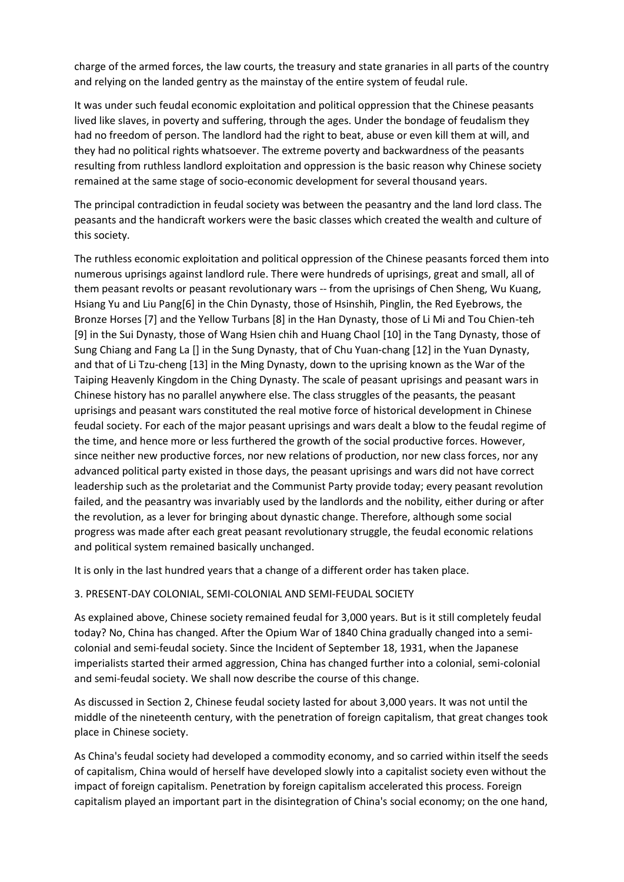charge of the armed forces, the law courts, the treasury and state granaries in all parts of the country and relying on the landed gentry as the mainstay of the entire system of feudal rule.

It was under such feudal economic exploitation and political oppression that the Chinese peasants lived like slaves, in poverty and suffering, through the ages. Under the bondage of feudalism they had no freedom of person. The landlord had the right to beat, abuse or even kill them at will, and they had no political rights whatsoever. The extreme poverty and backwardness of the peasants resulting from ruthless landlord exploitation and oppression is the basic reason why Chinese society remained at the same stage of socio-economic development for several thousand years.

The principal contradiction in feudal society was between the peasantry and the land lord class. The peasants and the handicraft workers were the basic classes which created the wealth and culture of this society.

The ruthless economic exploitation and political oppression of the Chinese peasants forced them into numerous uprisings against landlord rule. There were hundreds of uprisings, great and small, all of them peasant revolts or peasant revolutionary wars -- from the uprisings of Chen Sheng, Wu Kuang, Hsiang Yu and Liu Pang[6] in the Chin Dynasty, those of Hsinshih, Pinglin, the Red Eyebrows, the Bronze Horses [7] and the Yellow Turbans [8] in the Han Dynasty, those of Li Mi and Tou Chien-teh [9] in the Sui Dynasty, those of Wang Hsien chih and Huang Chaol [10] in the Tang Dynasty, those of Sung Chiang and Fang La [] in the Sung Dynasty, that of Chu Yuan-chang [12] in the Yuan Dynasty, and that of Li Tzu-cheng [13] in the Ming Dynasty, down to the uprising known as the War of the Taiping Heavenly Kingdom in the Ching Dynasty. The scale of peasant uprisings and peasant wars in Chinese history has no parallel anywhere else. The class struggles of the peasants, the peasant uprisings and peasant wars constituted the real motive force of historical development in Chinese feudal society. For each of the major peasant uprisings and wars dealt a blow to the feudal regime of the time, and hence more or less furthered the growth of the social productive forces. However, since neither new productive forces, nor new relations of production, nor new class forces, nor any advanced political party existed in those days, the peasant uprisings and wars did not have correct leadership such as the proletariat and the Communist Party provide today; every peasant revolution failed, and the peasantry was invariably used by the landlords and the nobility, either during or after the revolution, as a lever for bringing about dynastic change. Therefore, although some social progress was made after each great peasant revolutionary struggle, the feudal economic relations and political system remained basically unchanged.

It is only in the last hundred years that a change of a different order has taken place.

## 3. PRESENT-DAY COLONIAL, SEMI-COLONIAL AND SEMI-FEUDAL SOCIETY

As explained above, Chinese society remained feudal for 3,000 years. But is it still completely feudal today? No, China has changed. After the Opium War of 1840 China gradually changed into a semi-colonial and semi-feudal society. Since the Incident of September 18, 1931, when the Japanese imperialists started their armed aggression, China has changed further into a colonial, semi-colonial and semi-feudal society. We shall now describe the course of this change.

As discussed in Section 2, Chinese feudal society lasted for about 3,000 years. It was not until the middle of the nineteenth century, with the penetration of foreign capitalism, that great changes took place in Chinese society.

As China's feudal society had developed a commodity economy, and so carried within itself the seeds of capitalism, China would of herself have developed slowly into a capitalist society even without the impact of foreign capitalism. Penetration by foreign capitalism accelerated this process. Foreign capitalism played an important part in the disintegration of China's social economy; on the one hand,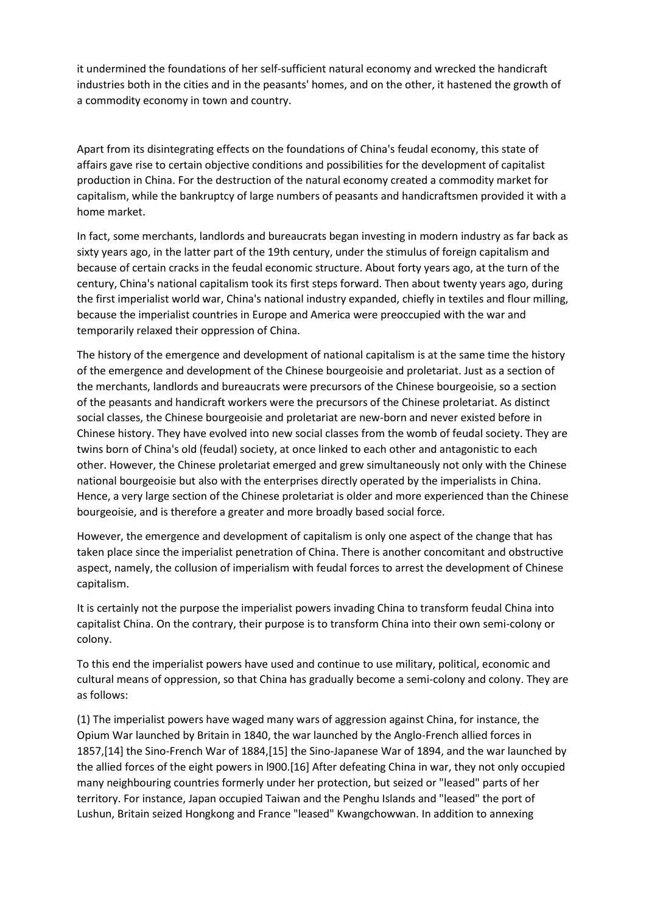it undermined the foundations of her self-sufficient natural economy and wrecked the handicraft industries both in the cities and in the peasants' homes, and on the other, it hastened the growth of a commodity economy in town and country.

Apart from its disintegrating effects on the foundations of China's feudal economy, this state of affairs gave rise to certain objective conditions and possibilities for the development of capitalist production in China. For the destruction of the natural economy created a commodity market for capitalism, while the bankruptcy of large numbers of peasants and handicraftsmen provided it with a home market.

In fact, some merchants, landlords and bureaucrats began investing in modern industry as far back as sixty years ago, in the latter part of the 19th century, under the stimulus of foreign capitalism and because of certain cracks in the feudal economic structure. About forty years ago, at the turn of the century, China's national capitalism took its first steps forward. Then about twenty years ago, during the first imperialist world war, China's national industry expanded, chiefly in textiles and flour milling, because the imperialist countries in Europe and America were preoccupied with the war and temporarily relaxed their oppression of China.

The history of the emergence and development of national capitalism is at the same time the history of the emergence and development of the Chinese bourgeoisie and proletariat. Just as a section of the merchants, landlords and bureaucrats were precursors of the Chinese bourgeoisie, so a section of the peasants and handicraft workers were the precursors of the Chinese proletariat. As distinct social classes, the Chinese bourgeoisie and proletariat are new-born and never existed before in Chinese history. They have evolved into new social classes from the womb of feudal society. They are twins born of China's old (feudal) society, at once linked to each other and antagonistic to each other. However, the Chinese proletariat emerged and grew simultaneously not only with the Chinese national bourgeoisie but also with the enterprises directly operated by the imperialists in China. Hence, a very large section of the Chinese proletariat is older and more experienced than the Chinese bourgeoisie, and is therefore a greater and more broadly based social force.

However, the emergence and development of capitalism is only one aspect of the change that has taken place since the imperialist penetration of China. There is another concomitant and obstructive aspect, namely, the collusion of imperialism with feudal forces to arrest the development of Chinese capitalism.

It is certainly not the purpose the imperialist powers invading China to transform feudal China into capitalist China. On the contrary, their purpose is to transform China into their own semi-colony or colony.

To this end the imperialist powers have used and continue to use military, political, economic and cultural means of oppression, so that China has gradually become a semi-colony and colony. They are as follows:

(1) The imperialist powers have waged many wars of aggression against China, for instance, the Opium War launched by Britain in 1840, the war launched by the Anglo-French allied forces in 1857,[14] the Sino-French War of 1884,[15] the Sino-Japanese War of 1894, and the war launched by the allied forces of the eight powers in l900.[16] After defeating China in war, they not only occupied many neighbouring countries formerly under her protection, but seized or "leased" parts of her territory. For instance, Japan occupied Taiwan and the Penghu Islands and "leased" the port of Lushun, Britain seized Hongkong and France "leased" Kwangchowwan. In addition to annexing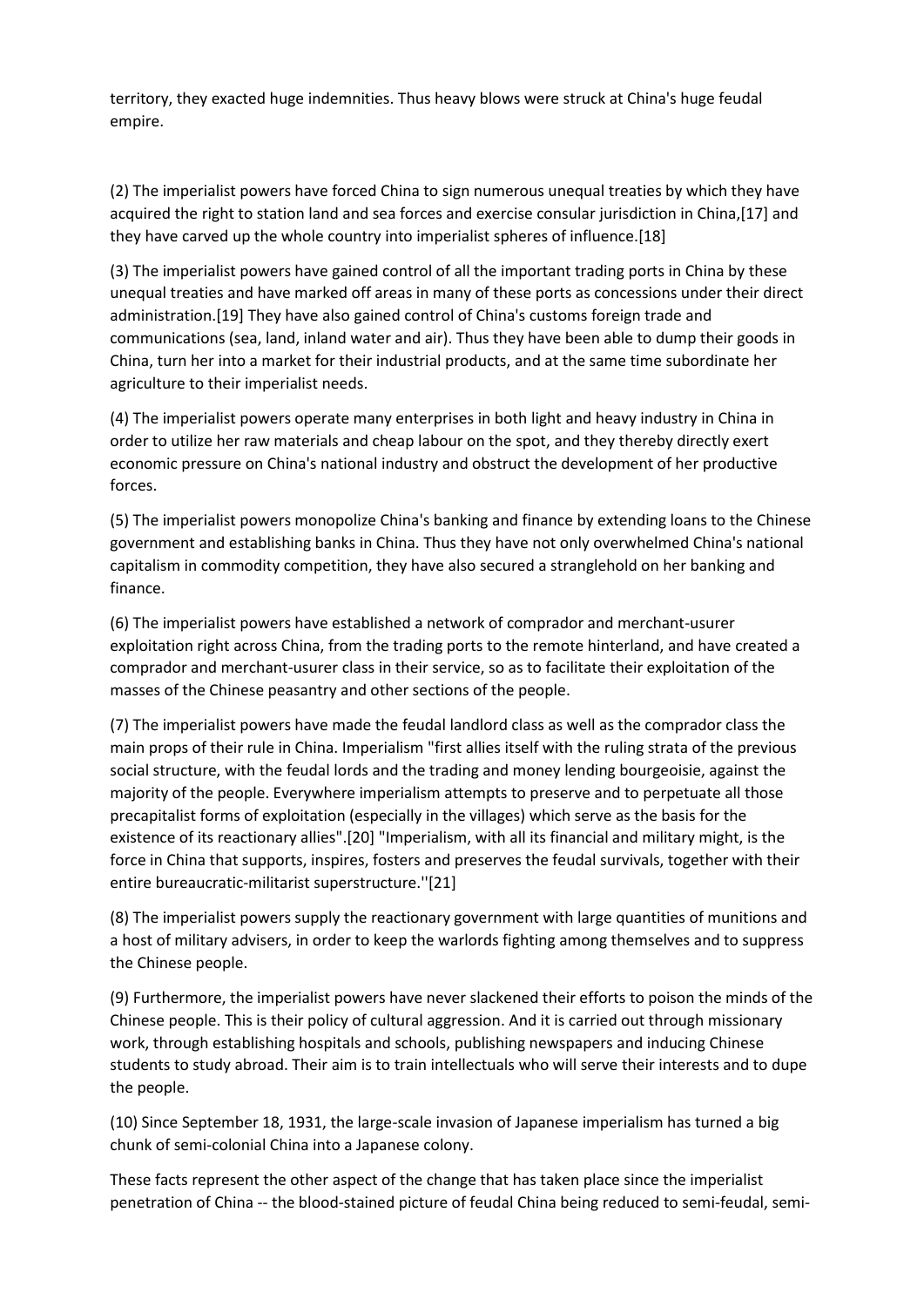territory, they exacted huge indemnities. Thus heavy blows were struck at China's huge feudal empire.

(2) The imperialist powers have forced China to sign numerous unequal treaties by which they have acquired the right to station land and sea forces and exercise consular jurisdiction in China,[17] and they have carved up the whole country into imperialist spheres of influence.[18]

(3) The imperialist powers have gained control of all the important trading ports in China by these unequal treaties and have marked off areas in many of these ports as concessions under their direct administration.[19] They have also gained control of China's customs foreign trade and communications (sea, land, inland water and air). Thus they have been able to dump their goods in China, turn her into a market for their industrial products, and at the same time subordinate her agriculture to their imperialist needs.

(4) The imperialist powers operate many enterprises in both light and heavy industry in China in order to utilize her raw materials and cheap labour on the spot, and they thereby directly exert economic pressure on China's national industry and obstruct the development of her productive forces.

(5) The imperialist powers monopolize China's banking and finance by extending loans to the Chinese government and establishing banks in China. Thus they have not only overwhelmed China's national capitalism in commodity competition, they have also secured a stranglehold on her banking and finance.

(6) The imperialist powers have established a network of comprador and merchant-usurer exploitation right across China, from the trading ports to the remote hinterland, and have created a comprador and merchant-usurer class in their service, so as to facilitate their exploitation of the masses of the Chinese peasantry and other sections of the people.

(7) The imperialist powers have made the feudal landlord class as well as the comprador class the main props of their rule in China. Imperialism "first allies itself with the ruling strata of the previous social structure, with the feudal lords and the trading and money lending bourgeoisie, against the majority of the people. Everywhere imperialism attempts to preserve and to perpetuate all those precapitalist forms of exploitation (especially in the villages) which serve as the basis for the existence of its reactionary allies".[20] "Imperialism, with all its financial and military might, is the force in China that supports, inspires, fosters and preserves the feudal survivals, together with their entire bureaucratic-militarist superstructure."[21]

(8) The imperialist powers supply the reactionary government with large quantities of munitions and a host of military advisers, in order to keep the warlords fighting among themselves and to suppress the Chinese people.

(9) Furthermore, the imperialist powers have never slackened their efforts to poison the minds of the Chinese people. This is their policy of cultural aggression. And it is carried out through missionary work, through establishing hospitals and schools, publishing newspapers and inducing Chinese students to study abroad. Their aim is to train intellectuals who will serve their interests and to dupe the people.

(10) Since September 18, 1931, the large-scale invasion of Japanese imperialism has turned a big chunk of semi-colonial China into a Japanese colony.

These facts represent the other aspect of the change that has taken place since the imperialist penetration of China -- the blood-stained picture of feudal China being reduced to semi-feudal, semi-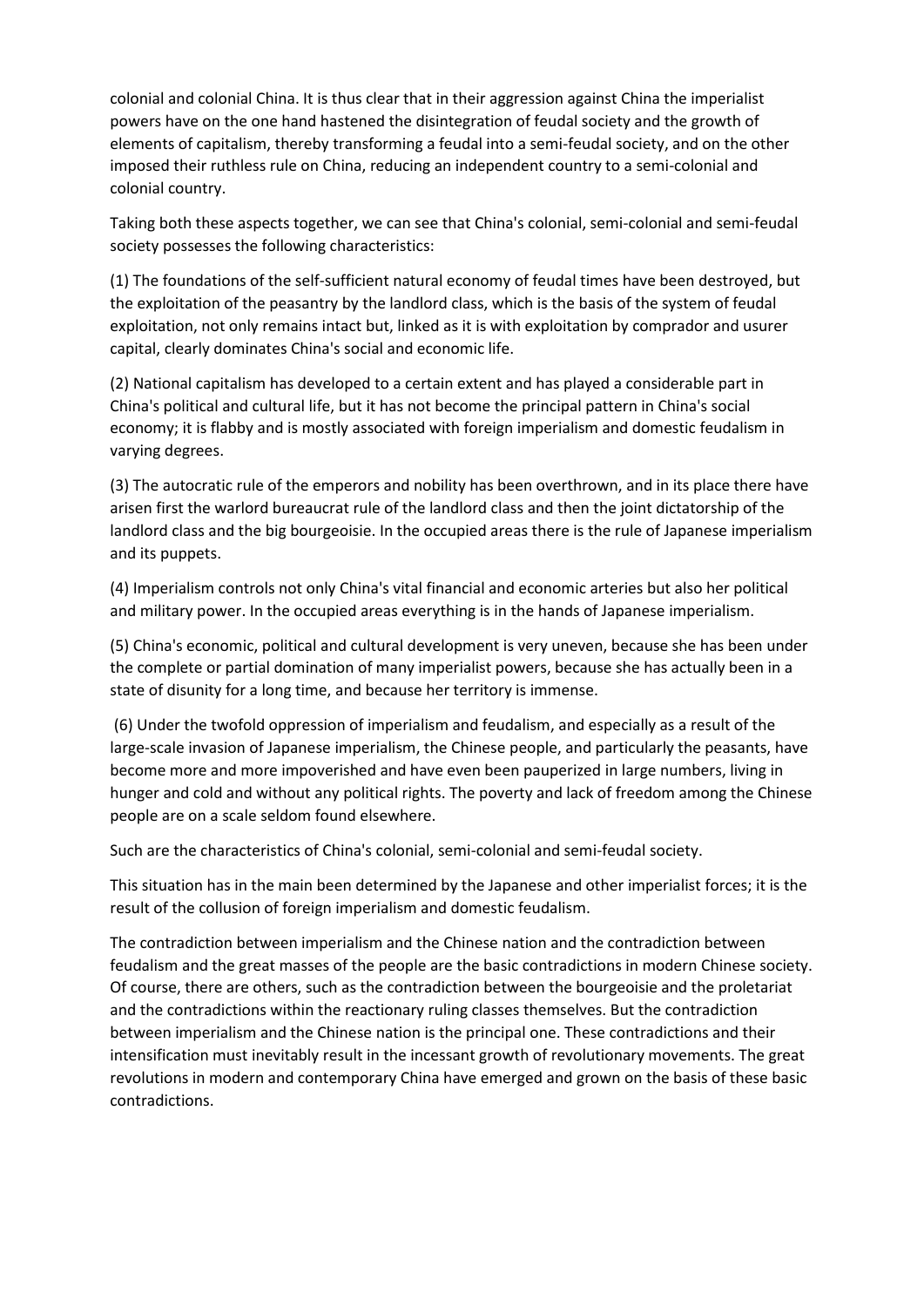colonial and colonial China. It is thus clear that in their aggression against China the imperialist powers have on the one hand hastened the disintegration of feudal society and the growth of elements of capitalism, thereby transforming a feudal into a semi-feudal society, and on the other imposed their ruthless rule on China, reducing an independent country to a semi-colonial and colonial country.

Taking both these aspects together, we can see that China's colonial, semi-colonial and semi-feudal society possesses the following characteristics:

(1) The foundations of the self-sufficient natural economy of feudal times have been destroyed, but the exploitation of the peasantry by the landlord class, which is the basis of the system of feudal exploitation, not only remains intact but, linked as it is with exploitation by comprador and usurer capital, clearly dominates China's social and economic life.

(2) National capitalism has developed to a certain extent and has played a considerable part in China's political and cultural life, but it has not become the principal pattern in China's social economy; it is flabby and is mostly associated with foreign imperialism and domestic feudalism in varying degrees.

(3) The autocratic rule of the emperors and nobility has been overthrown, and in its place there have arisen first the warlord bureaucrat rule of the landlord class and then the joint dictatorship of the landlord class and the big bourgeoisie. In the occupied areas there is the rule of Japanese imperialism and its puppets.

(4) Imperialism controls not only China's vital financial and economic arteries but also her political and military power. In the occupied areas everything is in the hands of Japanese imperialism.

(5) China's economic, political and cultural development is very uneven, because she has been under the complete or partial domination of many imperialist powers, because she has actually been in a state of disunity for a long time, and because her territory is immense.

(6) Under the twofold oppression of imperialism and feudalism, and especially as a result of the large-scale invasion of Japanese imperialism, the Chinese people, and particularly the peasants, have become more and more impoverished and have even been pauperized in large numbers, living in hunger and cold and without any political rights. The poverty and lack of freedom among the Chinese people are on a scale seldom found elsewhere.

Such are the characteristics of China's colonial, semi-colonial and semi-feudal society.

This situation has in the main been determined by the Japanese and other imperialist forces; it is the result of the collusion of foreign imperialism and domestic feudalism.

The contradiction between imperialism and the Chinese nation and the contradiction between feudalism and the great masses of the people are the basic contradictions in modern Chinese society. Of course, there are others, such as the contradiction between the bourgeoisie and the proletariat and the contradictions within the reactionary ruling classes themselves. But the contradiction between imperialism and the Chinese nation is the principal one. These contradictions and their intensification must inevitably result in the incessant growth of revolutionary movements. The great revolutions in modern and contemporary China have emerged and grown on the basis of these basic contradictions.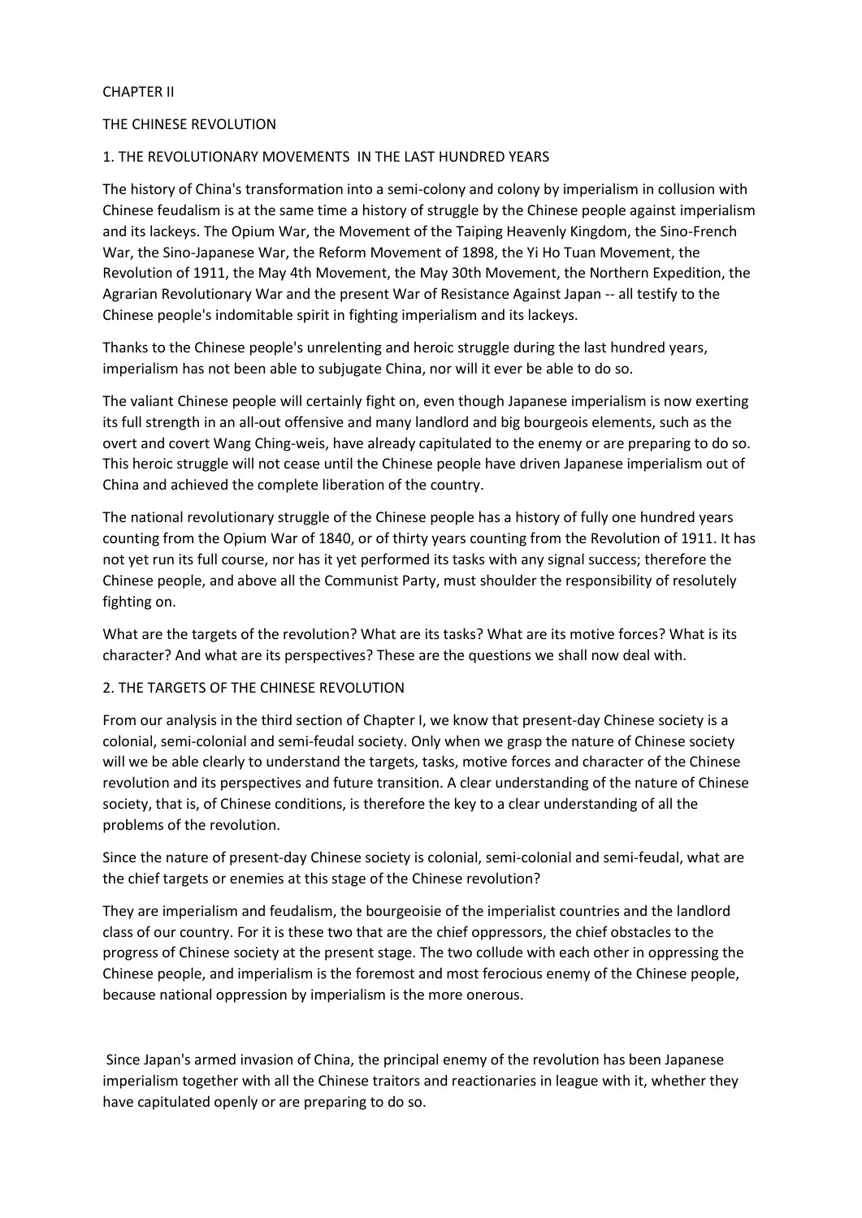## CHAPTER II

## THE CHINESE REVOLUTION

### 1. THE REVOLUTIONARY MOVEMENTS IN THE LAST HUNDRED YEARS

The history of China's transformation into a semi-colony and colony by imperialism in collusion with Chinese feudalism is at the same time a history of struggle by the Chinese people against imperialism and its lackeys. The Opium War, the Movement of the Taiping Heavenly Kingdom, the Sino-French War, the Sino-Japanese War, the Reform Movement of 1898, the Yi Ho Tuan Movement, the Revolution of 1911, the May 4th Movement, the May 30th Movement, the Northern Expedition, the Agrarian Revolutionary War and the present War of Resistance Against Japan -- all testify to the Chinese people's indomitable spirit in fighting imperialism and its lackeys.

Thanks to the Chinese people's unrelenting and heroic struggle during the last hundred years, imperialism has not been able to subjugate China, nor will it ever be able to do so.

The valiant Chinese people will certainly fight on, even though Japanese imperialism is now exerting its full strength in an all-out offensive and many landlord and big bourgeois elements, such as the overt and covert Wang Ching-weis, have already capitulated to the enemy or are preparing to do so. This heroic struggle will not cease until the Chinese people have driven Japanese imperialism out of China and achieved the complete liberation of the country.

The national revolutionary struggle of the Chinese people has a history of fully one hundred years counting from the Opium War of 1840, or of thirty years counting from the Revolution of 1911. It has not yet run its full course, nor has it yet performed its tasks with any signal success; therefore the Chinese people, and above all the Communist Party, must shoulder the responsibility of resolutely fighting on.

What are the targets of the revolution? What are its tasks? What are its motive forces? What is its character? And what are its perspectives? These are the questions we shall now deal with.

### 2. THE TARGETS OF THE CHINESE REVOLUTION

From our analysis in the third section of Chapter I, we know that present-day Chinese society is a colonial, semi-colonial and semi-feudal society. Only when we grasp the nature of Chinese society will we be able clearly to understand the targets, tasks, motive forces and character of the Chinese revolution and its perspectives and future transition. A clear understanding of the nature of Chinese society, that is, of Chinese conditions, is therefore the key to a clear understanding of all the problems of the revolution.

Since the nature of present-day Chinese society is colonial, semi-colonial and semi-feudal, what are the chief targets or enemies at this stage of the Chinese revolution?

They are imperialism and feudalism, the bourgeoisie of the imperialist countries and the landlord class of our country. For it is these two that are the chief oppressors, the chief obstacles to the progress of Chinese society at the present stage. The two collude with each other in oppressing the Chinese people, and imperialism is the foremost and most ferocious enemy of the Chinese people, because national oppression by imperialism is the more onerous.

Since Japan's armed invasion of China, the principal enemy of the revolution has been Japanese imperialism together with all the Chinese traitors and reactionaries in league with it, whether they have capitulated openly or are preparing to do so.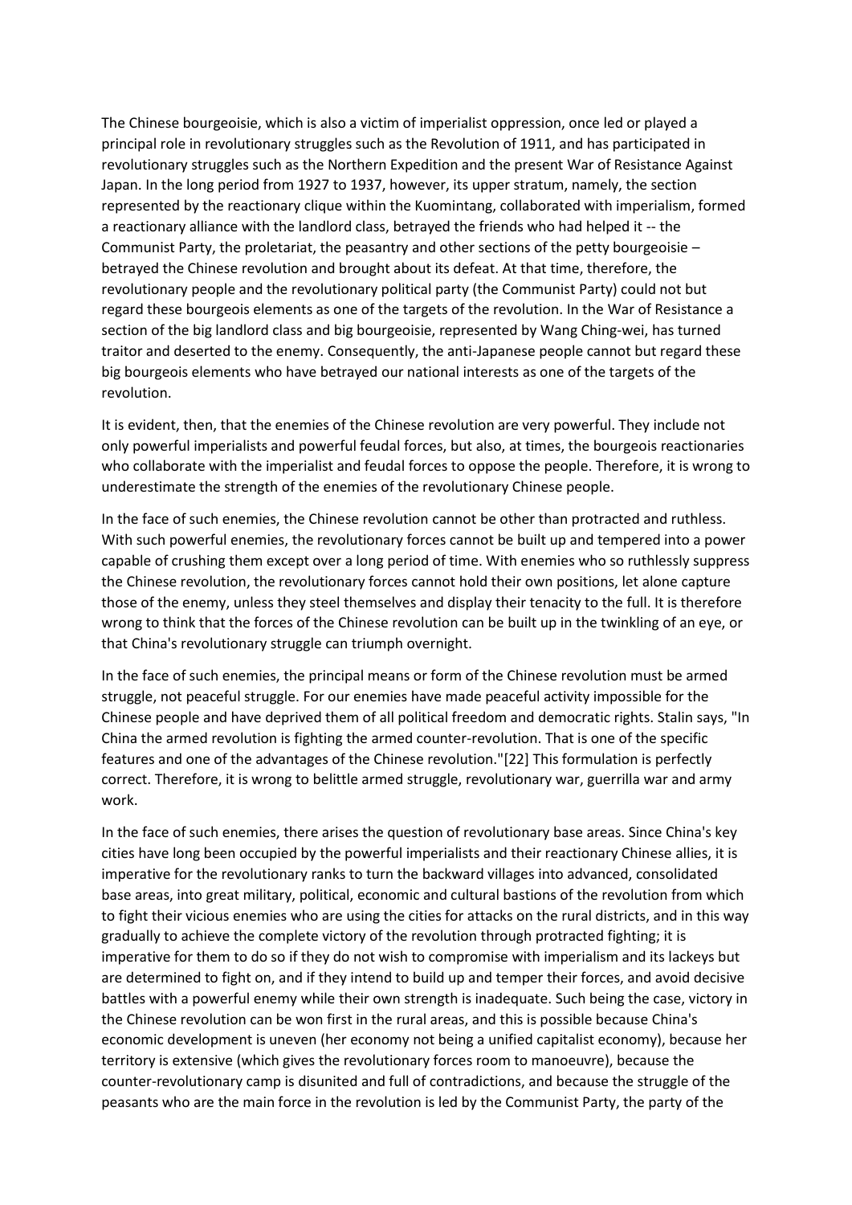The Chinese bourgeoisie, which is also a victim of imperialist oppression, once led or played a principal role in revolutionary struggles such as the Revolution of 1911, and has participated in revolutionary struggles such as the Northern Expedition and the present War of Resistance Against Japan. In the long period from 1927 to 1937, however, its upper stratum, namely, the section represented by the reactionary clique within the Kuomintang, collaborated with imperialism, formed a reactionary alliance with the landlord class, betrayed the friends who had helped it -- the Communist Party, the proletariat, the peasantry and other sections of the petty bourgeoisie – betrayed the Chinese revolution and brought about its defeat. At that time, therefore, the revolutionary people and the revolutionary political party (the Communist Party) could not but regard these bourgeois elements as one of the targets of the revolution. In the War of Resistance a section of the big landlord class and big bourgeoisie, represented by Wang Ching-wei, has turned traitor and deserted to the enemy. Consequently, the anti-Japanese people cannot but regard these big bourgeois elements who have betrayed our national interests as one of the targets of the revolution.

It is evident, then, that the enemies of the Chinese revolution are very powerful. They include not only powerful imperialists and powerful feudal forces, but also, at times, the bourgeois reactionaries who collaborate with the imperialist and feudal forces to oppose the people. Therefore, it is wrong to underestimate the strength of the enemies of the revolutionary Chinese people.

In the face of such enemies, the Chinese revolution cannot be other than protracted and ruthless. With such powerful enemies, the revolutionary forces cannot be built up and tempered into a power capable of crushing them except over a long period of time. With enemies who so ruthlessly suppress the Chinese revolution, the revolutionary forces cannot hold their own positions, let alone capture those of the enemy, unless they steel themselves and display their tenacity to the full. It is therefore wrong to think that the forces of the Chinese revolution can be built up in the twinkling of an eye, or that China's revolutionary struggle can triumph overnight.

In the face of such enemies, the principal means or form of the Chinese revolution must be armed struggle, not peaceful struggle. For our enemies have made peaceful activity impossible for the Chinese people and have deprived them of all political freedom and democratic rights. Stalin says, "In China the armed revolution is fighting the armed counter-revolution. That is one of the specific features and one of the advantages of the Chinese revolution."[22] This formulation is perfectly correct. Therefore, it is wrong to belittle armed struggle, revolutionary war, guerrilla war and army work.

In the face of such enemies, there arises the question of revolutionary base areas. Since China's key cities have long been occupied by the powerful imperialists and their reactionary Chinese allies, it is imperative for the revolutionary ranks to turn the backward villages into advanced, consolidated base areas, into great military, political, economic and cultural bastions of the revolution from which to fight their vicious enemies who are using the cities for attacks on the rural districts, and in this way gradually to achieve the complete victory of the revolution through protracted fighting; it is imperative for them to do so if they do not wish to compromise with imperialism and its lackeys but are determined to fight on, and if they intend to build up and temper their forces, and avoid decisive battles with a powerful enemy while their own strength is inadequate. Such being the case, victory in the Chinese revolution can be won first in the rural areas, and this is possible because China's economic development is uneven (her economy not being a unified capitalist economy), because her territory is extensive (which gives the revolutionary forces room to manoeuvre), because the counter-revolutionary camp is disunited and full of contradictions, and because the struggle of the peasants who are the main force in the revolution is led by the Communist Party, the party of the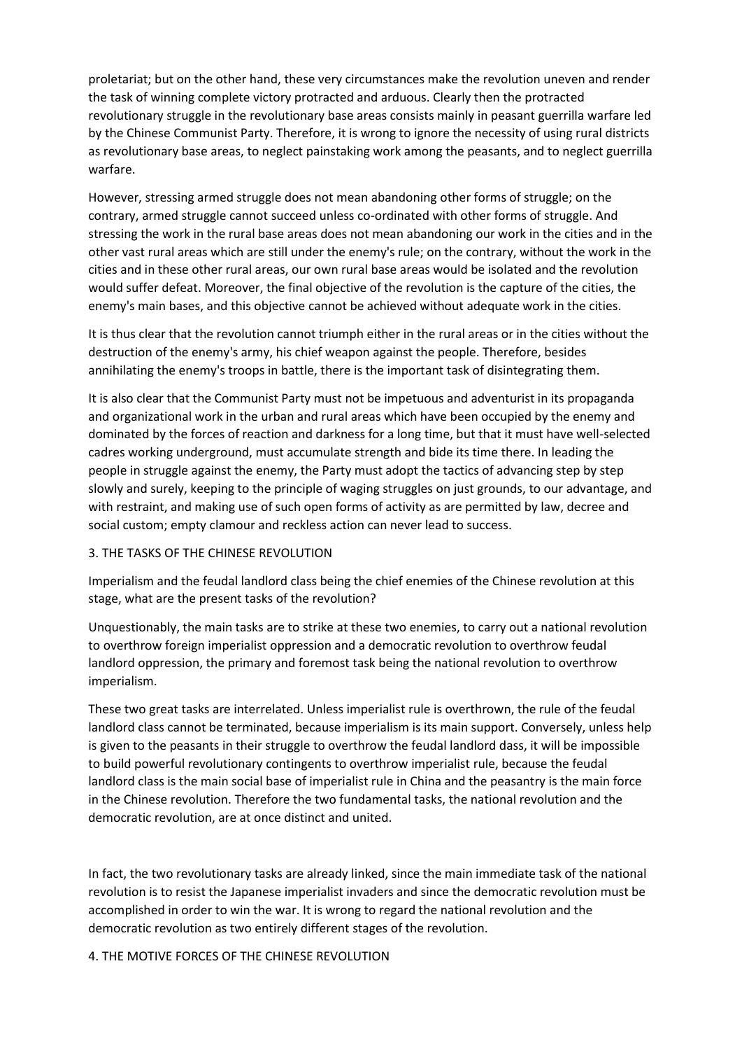proletariat; but on the other hand, these very circumstances make the revolution uneven and render the task of winning complete victory protracted and arduous. Clearly then the protracted revolutionary struggle in the revolutionary base areas consists mainly in peasant guerrilla warfare led by the Chinese Communist Party. Therefore, it is wrong to ignore the necessity of using rural districts as revolutionary base areas, to neglect painstaking work among the peasants, and to neglect guerrilla warfare.

However, stressing armed struggle does not mean abandoning other forms of struggle; on the contrary, armed struggle cannot succeed unless co-ordinated with other forms of struggle. And stressing the work in the rural base areas does not mean abandoning our work in the cities and in the other vast rural areas which are still under the enemy's rule; on the contrary, without the work in the cities and in these other rural areas, our own rural base areas would be isolated and the revolution would suffer defeat. Moreover, the final objective of the revolution is the capture of the cities, the enemy's main bases, and this objective cannot be achieved without adequate work in the cities.

It is thus clear that the revolution cannot triumph either in the rural areas or in the cities without the destruction of the enemy's army, his chief weapon against the people. Therefore, besides annihilating the enemy's troops in battle, there is the important task of disintegrating them.

It is also clear that the Communist Party must not be impetuous and adventurist in its propaganda and organizational work in the urban and rural areas which have been occupied by the enemy and dominated by the forces of reaction and darkness for a long time, but that it must have well-selected cadres working underground, must accumulate strength and bide its time there. In leading the people in struggle against the enemy, the Party must adopt the tactics of advancing step by step slowly and surely, keeping to the principle of waging struggles on just grounds, to our advantage, and with restraint, and making use of such open forms of activity as are permitted by law, decree and social custom; empty clamour and reckless action can never lead to success.

## 3. THE TASKS OF THE CHINESE REVOLUTION

Imperialism and the feudal landlord class being the chief enemies of the Chinese revolution at this stage, what are the present tasks of the revolution?

Unquestionably, the main tasks are to strike at these two enemies, to carry out a national revolution to overthrow foreign imperialist oppression and a democratic revolution to overthrow feudal landlord oppression, the primary and foremost task being the national revolution to overthrow imperialism.

These two great tasks are interrelated. Unless imperialist rule is overthrown, the rule of the feudal landlord class cannot be terminated, because imperialism is its main support. Conversely, unless help is given to the peasants in their struggle to overthrow the feudal landlord dass, it will be impossible to build powerful revolutionary contingents to overthrow imperialist rule, because the feudal landlord class is the main social base of imperialist rule in China and the peasantry is the main force in the Chinese revolution. Therefore the two fundamental tasks, the national revolution and the democratic revolution, are at once distinct and united.

In fact, the two revolutionary tasks are already linked, since the main immediate task of the national revolution is to resist the Japanese imperialist invaders and since the democratic revolution must be accomplished in order to win the war. It is wrong to regard the national revolution and the democratic revolution as two entirely different stages of the revolution.

## 4. THE MOTIVE FORCES OF THE CHINESE REVOLUTION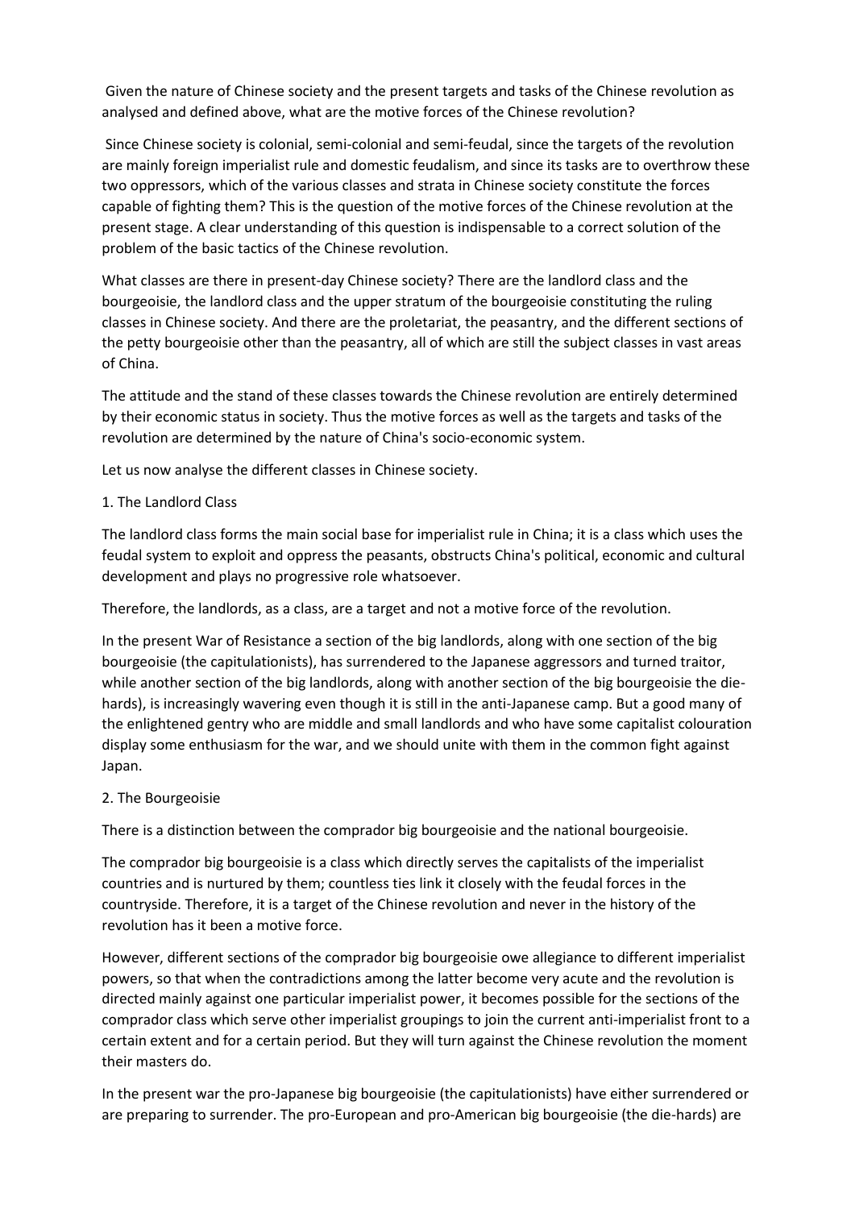Given the nature of Chinese society and the present targets and tasks of the Chinese revolution as analysed and defined above, what are the motive forces of the Chinese revolution?

Since Chinese society is colonial, semi-colonial and semi-feudal, since the targets of the revolution are mainly foreign imperialist rule and domestic feudalism, and since its tasks are to overthrow these two oppressors, which of the various classes and strata in Chinese society constitute the forces capable of fighting them? This is the question of the motive forces of the Chinese revolution at the present stage. A clear understanding of this question is indispensable to a correct solution of the problem of the basic tactics of the Chinese revolution.

What classes are there in present-day Chinese society? There are the landlord class and the bourgeoisie, the landlord class and the upper stratum of the bourgeoisie constituting the ruling classes in Chinese society. And there are the proletariat, the peasantry, and the different sections of the petty bourgeoisie other than the peasantry, all of which are still the subject classes in vast areas of China.

The attitude and the stand of these classes towards the Chinese revolution are entirely determined by their economic status in society. Thus the motive forces as well as the targets and tasks of the revolution are determined by the nature of China's socio-economic system.

Let us now analyse the different classes in Chinese society.

1. The Landlord Class

The landlord class forms the main social base for imperialist rule in China; it is a class which uses the feudal system to exploit and oppress the peasants, obstructs China's political, economic and cultural development and plays no progressive role whatsoever.

Therefore, the landlords, as a class, are a target and not a motive force of the revolution.

In the present War of Resistance a section of the big landlords, along with one section of the big bourgeoisie (the capitulationists), has surrendered to the Japanese aggressors and turned traitor, while another section of the big landlords, along with another section of the big bourgeoisie the die-hards), is increasingly wavering even though it is still in the anti-Japanese camp. But a good many of the enlightened gentry who are middle and small landlords and who have some capitalist colouration display some enthusiasm for the war, and we should unite with them in the common fight against Japan.

2. The Bourgeoisie

There is a distinction between the comprador big bourgeoisie and the national bourgeoisie.

The comprador big bourgeoisie is a class which directly serves the capitalists of the imperialist countries and is nurtured by them; countless ties link it closely with the feudal forces in the countryside. Therefore, it is a target of the Chinese revolution and never in the history of the revolution has it been a motive force.

However, different sections of the comprador big bourgeoisie owe allegiance to different imperialist powers, so that when the contradictions among the latter become very acute and the revolution is directed mainly against one particular imperialist power, it becomes possible for the sections of the comprador class which serve other imperialist groupings to join the current anti-imperialist front to a certain extent and for a certain period. But they will turn against the Chinese revolution the moment their masters do.

In the present war the pro-Japanese big bourgeoisie (the capitulationists) have either surrendered or are preparing to surrender. The pro-European and pro-American big bourgeoisie (the die-hards) are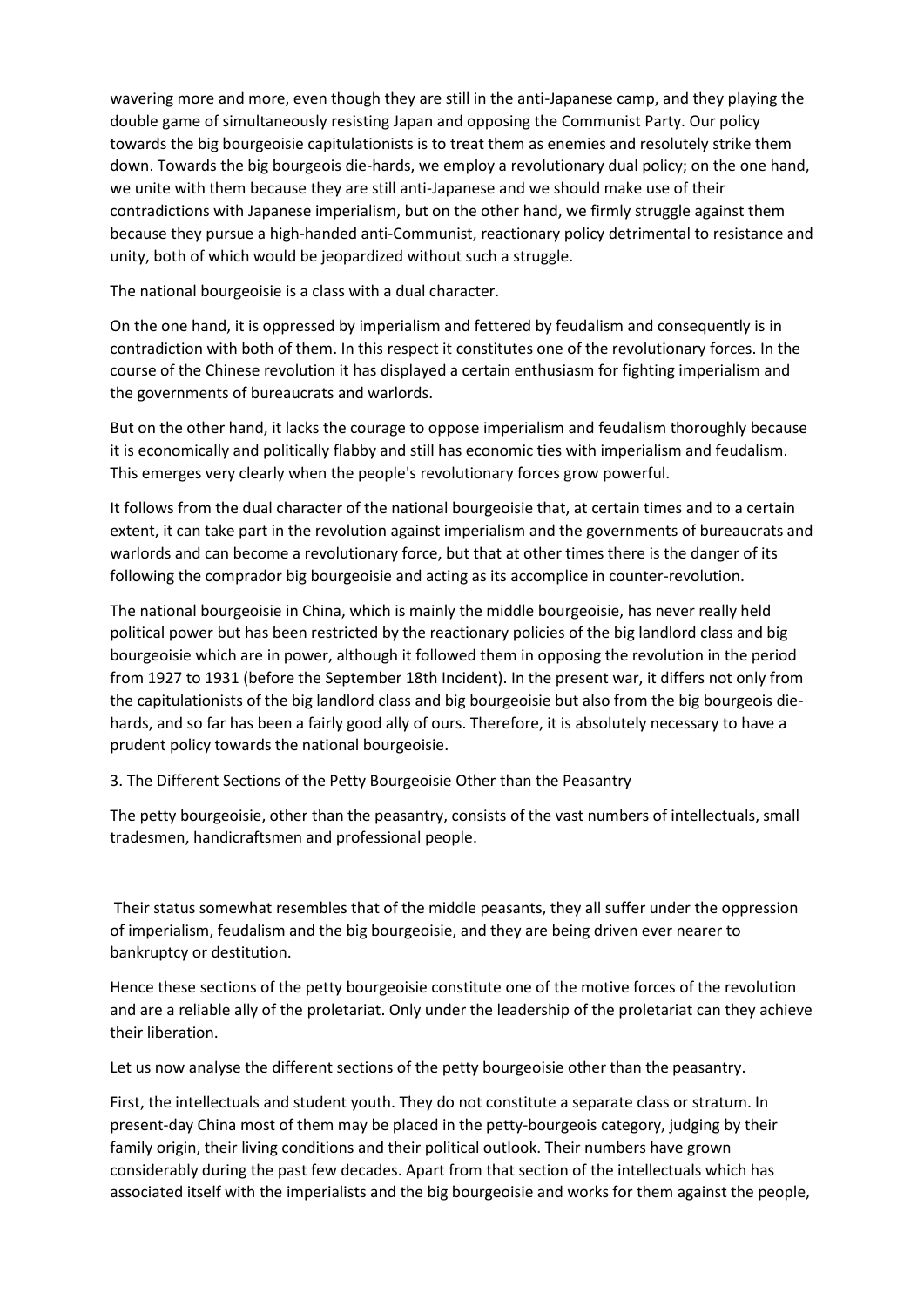wavering more and more, even though they are still in the anti-Japanese camp, and they playing the double game of simultaneously resisting Japan and opposing the Communist Party. Our policy towards the big bourgeoisie capitulationists is to treat them as enemies and resolutely strike them down. Towards the big bourgeois die-hards, we employ a revolutionary dual policy; on the one hand, we unite with them because they are still anti-Japanese and we should make use of their contradictions with Japanese imperialism, but on the other hand, we firmly struggle against them because they pursue a high-handed anti-Communist, reactionary policy detrimental to resistance and unity, both of which would be jeopardized without such a struggle.

The national bourgeoisie is a class with a dual character.

On the one hand, it is oppressed by imperialism and fettered by feudalism and consequently is in contradiction with both of them. In this respect it constitutes one of the revolutionary forces. In the course of the Chinese revolution it has displayed a certain enthusiasm for fighting imperialism and the governments of bureaucrats and warlords.

But on the other hand, it lacks the courage to oppose imperialism and feudalism thoroughly because it is economically and politically flabby and still has economic ties with imperialism and feudalism. This emerges very clearly when the people's revolutionary forces grow powerful.

It follows from the dual character of the national bourgeoisie that, at certain times and to a certain extent, it can take part in the revolution against imperialism and the governments of bureaucrats and warlords and can become a revolutionary force, but that at other times there is the danger of its following the comprador big bourgeoisie and acting as its accomplice in counter-revolution.

The national bourgeoisie in China, which is mainly the middle bourgeoisie, has never really held political power but has been restricted by the reactionary policies of the big landlord class and big bourgeoisie which are in power, although it followed them in opposing the revolution in the period from 1927 to 1931 (before the September 18th Incident). In the present war, it differs not only from the capitulationists of the big landlord class and big bourgeoisie but also from the big bourgeois die-hards, and so far has been a fairly good ally of ours. Therefore, it is absolutely necessary to have a prudent policy towards the national bourgeoisie.

### 3. The Different Sections of the Petty Bourgeoisie Other than the Peasantry

The petty bourgeoisie, other than the peasantry, consists of the vast numbers of intellectuals, small tradesmen, handicraftsmen and professional people.

Their status somewhat resembles that of the middle peasants, they all suffer under the oppression of imperialism, feudalism and the big bourgeoisie, and they are being driven ever nearer to bankruptcy or destitution.

Hence these sections of the petty bourgeoisie constitute one of the motive forces of the revolution and are a reliable ally of the proletariat. Only under the leadership of the proletariat can they achieve their liberation.

Let us now analyse the different sections of the petty bourgeoisie other than the peasantry.

First, the intellectuals and student youth. They do not constitute a separate class or stratum. In present-day China most of them may be placed in the petty-bourgeois category, judging by their family origin, their living conditions and their political outlook. Their numbers have grown considerably during the past few decades. Apart from that section of the intellectuals which has associated itself with the imperialists and the big bourgeoisie and works for them against the people,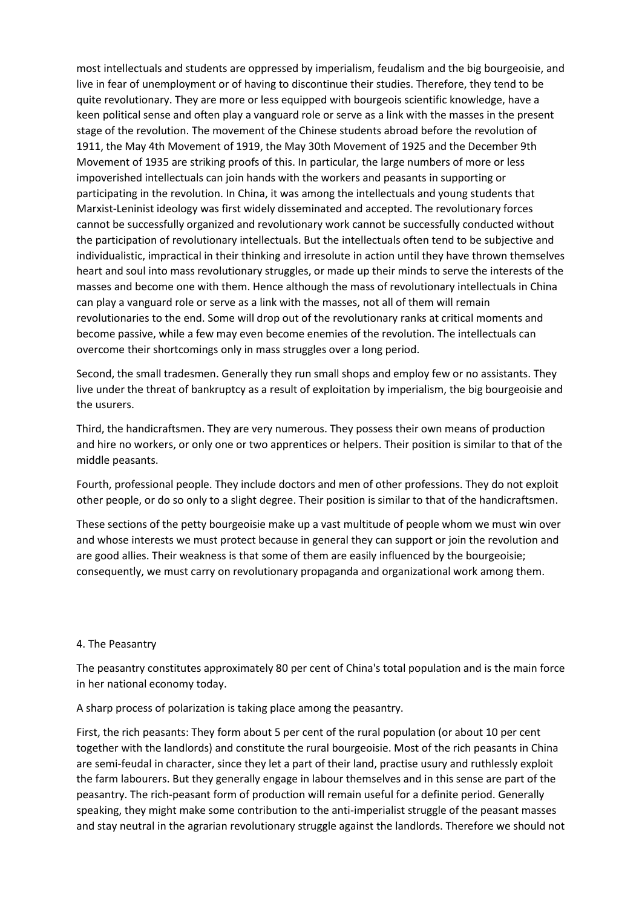most intellectuals and students are oppressed by imperialism, feudalism and the big bourgeoisie, and live in fear of unemployment or of having to discontinue their studies. Therefore, they tend to be quite revolutionary. They are more or less equipped with bourgeois scientific knowledge, have a keen political sense and often play a vanguard role or serve as a link with the masses in the present stage of the revolution. The movement of the Chinese students abroad before the revolution of 1911, the May 4th Movement of 1919, the May 30th Movement of 1925 and the December 9th Movement of 1935 are striking proofs of this. In particular, the large numbers of more or less impoverished intellectuals can join hands with the workers and peasants in supporting or participating in the revolution. In China, it was among the intellectuals and young students that Marxist-Leninist ideology was first widely disseminated and accepted. The revolutionary forces cannot be successfully organized and revolutionary work cannot be successfully conducted without the participation of revolutionary intellectuals. But the intellectuals often tend to be subjective and individualistic, impractical in their thinking and irresolute in action until they have thrown themselves heart and soul into mass revolutionary struggles, or made up their minds to serve the interests of the masses and become one with them. Hence although the mass of revolutionary intellectuals in China can play a vanguard role or serve as a link with the masses, not all of them will remain revolutionaries to the end. Some will drop out of the revolutionary ranks at critical moments and become passive, while a few may even become enemies of the revolution. The intellectuals can overcome their shortcomings only in mass struggles over a long period.

Second, the small tradesmen. Generally they run small shops and employ few or no assistants. They live under the threat of bankruptcy as a result of exploitation by imperialism, the big bourgeoisie and the usurers.

Third, the handicraftsmen. They are very numerous. They possess their own means of production and hire no workers, or only one or two apprentices or helpers. Their position is similar to that of the middle peasants.

Fourth, professional people. They include doctors and men of other professions. They do not exploit other people, or do so only to a slight degree. Their position is similar to that of the handicraftsmen.

These sections of the petty bourgeoisie make up a vast multitude of people whom we must win over and whose interests we must protect because in general they can support or join the revolution and are good allies. Their weakness is that some of them are easily influenced by the bourgeoisie; consequently, we must carry on revolutionary propaganda and organizational work among them.

## 4. The Peasantry

The peasantry constitutes approximately 80 per cent of China's total population and is the main force in her national economy today.

A sharp process of polarization is taking place among the peasantry.

First, the rich peasants: They form about 5 per cent of the rural population (or about 10 per cent together with the landlords) and constitute the rural bourgeoisie. Most of the rich peasants in China are semi-feudal in character, since they let a part of their land, practise usury and ruthlessly exploit the farm labourers. But they generally engage in labour themselves and in this sense are part of the peasantry. The rich-peasant form of production will remain useful for a definite period. Generally speaking, they might make some contribution to the anti-imperialist struggle of the peasant masses and stay neutral in the agrarian revolutionary struggle against the landlords. Therefore we should not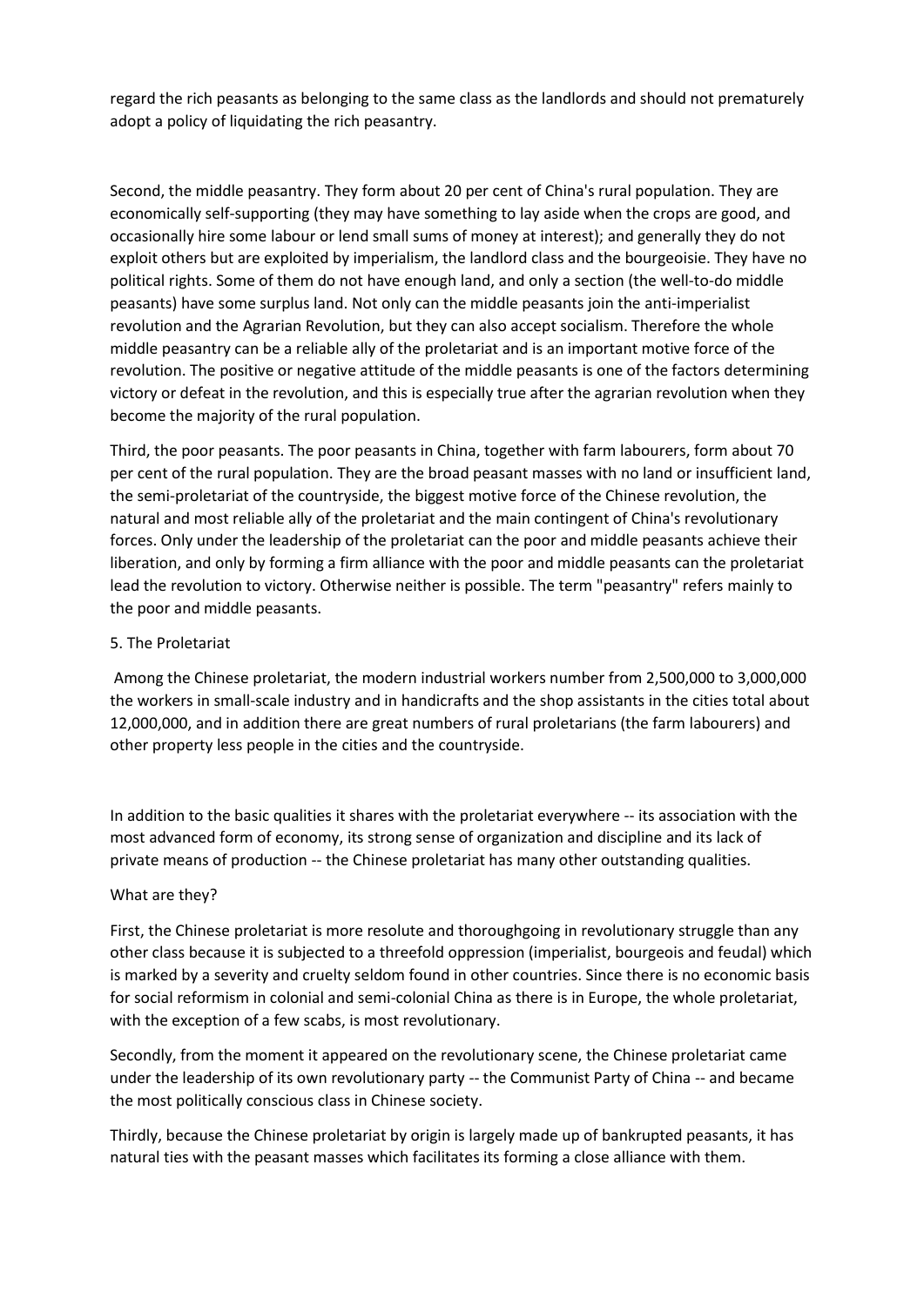regard the rich peasants as belonging to the same class as the landlords and should not prematurely adopt a policy of liquidating the rich peasantry.

Second, the middle peasantry. They form about 20 per cent of China's rural population. They are economically self-supporting (they may have something to lay aside when the crops are good, and occasionally hire some labour or lend small sums of money at interest); and generally they do not exploit others but are exploited by imperialism, the landlord class and the bourgeoisie. They have no political rights. Some of them do not have enough land, and only a section (the well-to-do middle peasants) have some surplus land. Not only can the middle peasants join the anti-imperialist revolution and the Agrarian Revolution, but they can also accept socialism. Therefore the whole middle peasantry can be a reliable ally of the proletariat and is an important motive force of the revolution. The positive or negative attitude of the middle peasants is one of the factors determining victory or defeat in the revolution, and this is especially true after the agrarian revolution when they become the majority of the rural population.

Third, the poor peasants. The poor peasants in China, together with farm labourers, form about 70 per cent of the rural population. They are the broad peasant masses with no land or insufficient land, the semi-proletariat of the countryside, the biggest motive force of the Chinese revolution, the natural and most reliable ally of the proletariat and the main contingent of China's revolutionary forces. Only under the leadership of the proletariat can the poor and middle peasants achieve their liberation, and only by forming a firm alliance with the poor and middle peasants can the proletariat lead the revolution to victory. Otherwise neither is possible. The term "peasantry" refers mainly to the poor and middle peasants.

5. The Proletariat

Among the Chinese proletariat, the modern industrial workers number from 2,500,000 to 3,000,000 the workers in small-scale industry and in handicrafts and the shop assistants in the cities total about 12,000,000, and in addition there are great numbers of rural proletarians (the farm labourers) and other property less people in the cities and the countryside.

In addition to the basic qualities it shares with the proletariat everywhere -- its association with the most advanced form of economy, its strong sense of organization and discipline and its lack of private means of production -- the Chinese proletariat has many other outstanding qualities.

What are they?

First, the Chinese proletariat is more resolute and thoroughgoing in revolutionary struggle than any other class because it is subjected to a threefold oppression (imperialist, bourgeois and feudal) which is marked by a severity and cruelty seldom found in other countries. Since there is no economic basis for social reformism in colonial and semi-colonial China as there is in Europe, the whole proletariat, with the exception of a few scabs, is most revolutionary.

Secondly, from the moment it appeared on the revolutionary scene, the Chinese proletariat came under the leadership of its own revolutionary party -- the Communist Party of China -- and became the most politically conscious class in Chinese society.

Thirdly, because the Chinese proletariat by origin is largely made up of bankrupted peasants, it has natural ties with the peasant masses which facilitates its forming a close alliance with them.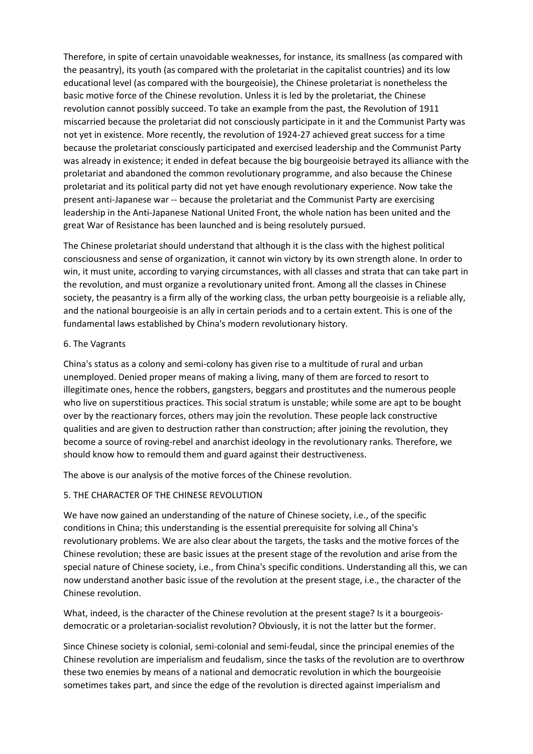Therefore, in spite of certain unavoidable weaknesses, for instance, its smallness (as compared with the peasantry), its youth (as compared with the proletariat in the capitalist countries) and its low educational level (as compared with the bourgeoisie), the Chinese proletariat is nonetheless the basic motive force of the Chinese revolution. Unless it is led by the proletariat, the Chinese revolution cannot possibly succeed. To take an example from the past, the Revolution of 1911 miscarried because the proletariat did not consciously participate in it and the Communist Party was not yet in existence. More recently, the revolution of 1924-27 achieved great success for a time because the proletariat consciously participated and exercised leadership and the Communist Party was already in existence; it ended in defeat because the big bourgeoisie betrayed its alliance with the proletariat and abandoned the common revolutionary programme, and also because the Chinese proletariat and its political party did not yet have enough revolutionary experience. Now take the present anti-Japanese war -- because the proletariat and the Communist Party are exercising leadership in the Anti-Japanese National United Front, the whole nation has been united and the great War of Resistance has been launched and is being resolutely pursued.

The Chinese proletariat should understand that although it is the class with the highest political consciousness and sense of organization, it cannot win victory by its own strength alone. In order to win, it must unite, according to varying circumstances, with all classes and strata that can take part in the revolution, and must organize a revolutionary united front. Among all the classes in Chinese society, the peasantry is a firm ally of the working class, the urban petty bourgeoisie is a reliable ally, and the national bourgeoisie is an ally in certain periods and to a certain extent. This is one of the fundamental laws established by China's modern revolutionary history.

### 6. The Vagrants

China's status as a colony and semi-colony has given rise to a multitude of rural and urban unemployed. Denied proper means of making a living, many of them are forced to resort to illegitimate ones, hence the robbers, gangsters, beggars and prostitutes and the numerous people who live on superstitious practices. This social stratum is unstable; while some are apt to be bought over by the reactionary forces, others may join the revolution. These people lack constructive qualities and are given to destruction rather than construction; after joining the revolution, they become a source of roving-rebel and anarchist ideology in the revolutionary ranks. Therefore, we should know how to remould them and guard against their destructiveness.

The above is our analysis of the motive forces of the Chinese revolution.

## 5. THE CHARACTER OF THE CHINESE REVOLUTION

We have now gained an understanding of the nature of Chinese society, i.e., of the specific conditions in China; this understanding is the essential prerequisite for solving all China's revolutionary problems. We are also clear about the targets, the tasks and the motive forces of the Chinese revolution; these are basic issues at the present stage of the revolution and arise from the special nature of Chinese society, i.e., from China's specific conditions. Understanding all this, we can now understand another basic issue of the revolution at the present stage, i.e., the character of the Chinese revolution.

What, indeed, is the character of the Chinese revolution at the present stage? Is it a bourgeois-democratic or a proletarian-socialist revolution? Obviously, it is not the latter but the former.

Since Chinese society is colonial, semi-colonial and semi-feudal, since the principal enemies of the Chinese revolution are imperialism and feudalism, since the tasks of the revolution are to overthrow these two enemies by means of a national and democratic revolution in which the bourgeoisie sometimes takes part, and since the edge of the revolution is directed against imperialism and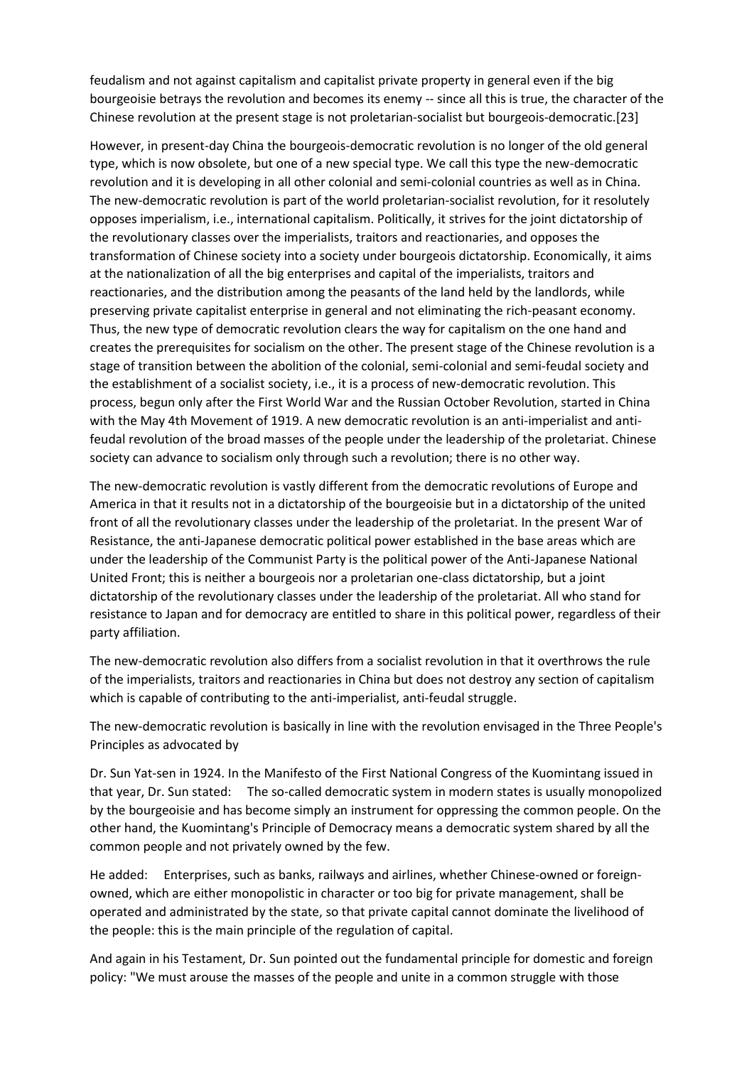feudalism and not against capitalism and capitalist private property in general even if the big bourgeoisie betrays the revolution and becomes its enemy -- since all this is true, the character of the Chinese revolution at the present stage is not proletarian-socialist but bourgeois-democratic.[23]

However, in present-day China the bourgeois-democratic revolution is no longer of the old general type, which is now obsolete, but one of a new special type. We call this type the new-democratic revolution and it is developing in all other colonial and semi-colonial countries as well as in China. The new-democratic revolution is part of the world proletarian-socialist revolution, for it resolutely opposes imperialism, i.e., international capitalism. Politically, it strives for the joint dictatorship of the revolutionary classes over the imperialists, traitors and reactionaries, and opposes the transformation of Chinese society into a society under bourgeois dictatorship. Economically, it aims at the nationalization of all the big enterprises and capital of the imperialists, traitors and reactionaries, and the distribution among the peasants of the land held by the landlords, while preserving private capitalist enterprise in general and not eliminating the rich-peasant economy. Thus, the new type of democratic revolution clears the way for capitalism on the one hand and creates the prerequisites for socialism on the other. The present stage of the Chinese revolution is a stage of transition between the abolition of the colonial, semi-colonial and semi-feudal society and the establishment of a socialist society, i.e., it is a process of new-democratic revolution. This process, begun only after the First World War and the Russian October Revolution, started in China with the May 4th Movement of 1919. A new democratic revolution is an anti-imperialist and anti-feudal revolution of the broad masses of the people under the leadership of the proletariat. Chinese society can advance to socialism only through such a revolution; there is no other way.

The new-democratic revolution is vastly different from the democratic revolutions of Europe and America in that it results not in a dictatorship of the bourgeoisie but in a dictatorship of the united front of all the revolutionary classes under the leadership of the proletariat. In the present War of Resistance, the anti-Japanese democratic political power established in the base areas which are under the leadership of the Communist Party is the political power of the Anti-Japanese National United Front; this is neither a bourgeois nor a proletarian one-class dictatorship, but a joint dictatorship of the revolutionary classes under the leadership of the proletariat. All who stand for resistance to Japan and for democracy are entitled to share in this political power, regardless of their party affiliation.

The new-democratic revolution also differs from a socialist revolution in that it overthrows the rule of the imperialists, traitors and reactionaries in China but does not destroy any section of capitalism which is capable of contributing to the anti-imperialist, anti-feudal struggle.

The new-democratic revolution is basically in line with the revolution envisaged in the Three People's Principles as advocated by

Dr. Sun Yat-sen in 1924. In the Manifesto of the First National Congress of the Kuomintang issued in that year, Dr. Sun stated: The so-called democratic system in modern states is usually monopolized by the bourgeoisie and has become simply an instrument for oppressing the common people. On the other hand, the Kuomintang's Principle of Democracy means a democratic system shared by all the common people and not privately owned by the few.

He added: Enterprises, such as banks, railways and airlines, whether Chinese-owned or foreign-owned, which are either monopolistic in character or too big for private management, shall be operated and administrated by the state, so that private capital cannot dominate the livelihood of the people: this is the main principle of the regulation of capital.

And again in his Testament, Dr. Sun pointed out the fundamental principle for domestic and foreign policy: "We must arouse the masses of the people and unite in a common struggle with those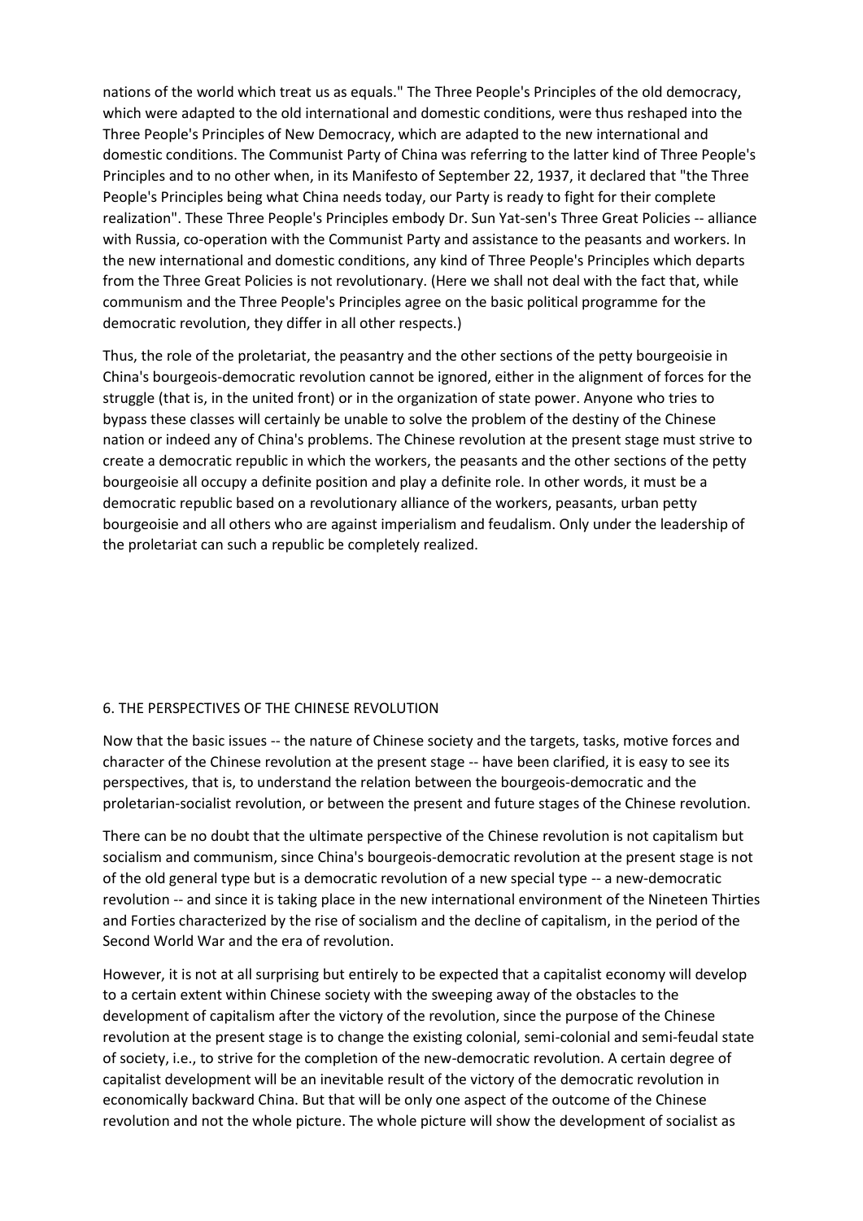nations of the world which treat us as equals." The Three People's Principles of the old democracy, which were adapted to the old international and domestic conditions, were thus reshaped into the Three People's Principles of New Democracy, which are adapted to the new international and domestic conditions. The Communist Party of China was referring to the latter kind of Three People's Principles and to no other when, in its Manifesto of September 22, 1937, it declared that "the Three People's Principles being what China needs today, our Party is ready to fight for their complete realization". These Three People's Principles embody Dr. Sun Yat-sen's Three Great Policies -- alliance with Russia, co-operation with the Communist Party and assistance to the peasants and workers. In the new international and domestic conditions, any kind of Three People's Principles which departs from the Three Great Policies is not revolutionary. (Here we shall not deal with the fact that, while communism and the Three People's Principles agree on the basic political programme for the democratic revolution, they differ in all other respects.)

Thus, the role of the proletariat, the peasantry and the other sections of the petty bourgeoisie in China's bourgeois-democratic revolution cannot be ignored, either in the alignment of forces for the struggle (that is, in the united front) or in the organization of state power. Anyone who tries to bypass these classes will certainly be unable to solve the problem of the destiny of the Chinese nation or indeed any of China's problems. The Chinese revolution at the present stage must strive to create a democratic republic in which the workers, the peasants and the other sections of the petty bourgeoisie all occupy a definite position and play a definite role. In other words, it must be a democratic republic based on a revolutionary alliance of the workers, peasants, urban petty bourgeoisie and all others who are against imperialism and feudalism. Only under the leadership of the proletariat can such a republic be completely realized.

## 6. THE PERSPECTIVES OF THE CHINESE REVOLUTION

Now that the basic issues -- the nature of Chinese society and the targets, tasks, motive forces and character of the Chinese revolution at the present stage -- have been clarified, it is easy to see its perspectives, that is, to understand the relation between the bourgeois-democratic and the proletarian-socialist revolution, or between the present and future stages of the Chinese revolution.

There can be no doubt that the ultimate perspective of the Chinese revolution is not capitalism but socialism and communism, since China's bourgeois-democratic revolution at the present stage is not of the old general type but is a democratic revolution of a new special type -- a new-democratic revolution -- and since it is taking place in the new international environment of the Nineteen Thirties and Forties characterized by the rise of socialism and the decline of capitalism, in the period of the Second World War and the era of revolution.

However, it is not at all surprising but entirely to be expected that a capitalist economy will develop to a certain extent within Chinese society with the sweeping away of the obstacles to the development of capitalism after the victory of the revolution, since the purpose of the Chinese revolution at the present stage is to change the existing colonial, semi-colonial and semi-feudal state of society, i.e., to strive for the completion of the new-democratic revolution. A certain degree of capitalist development will be an inevitable result of the victory of the democratic revolution in economically backward China. But that will be only one aspect of the outcome of the Chinese revolution and not the whole picture. The whole picture will show the development of socialist as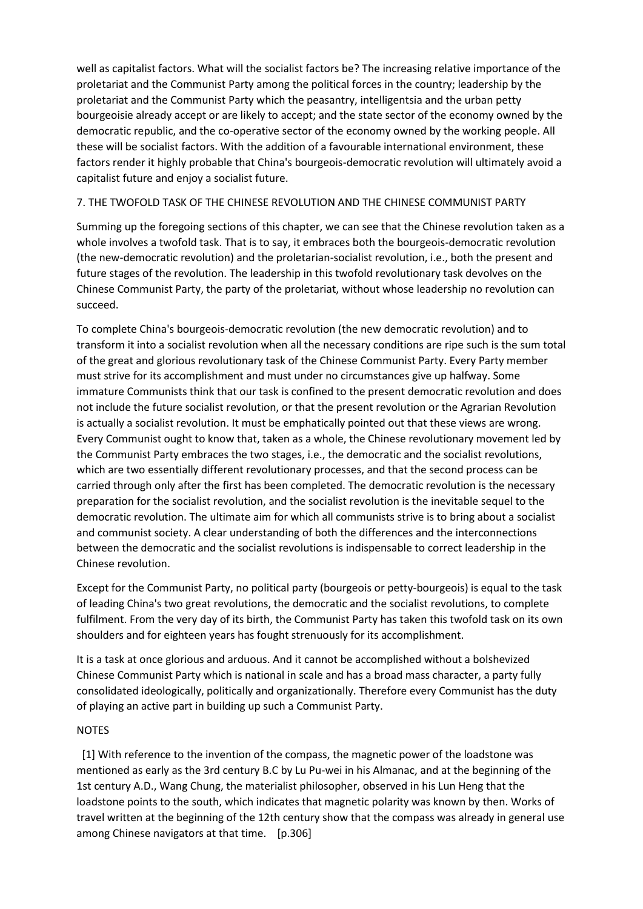well as capitalist factors. What will the socialist factors be? The increasing relative importance of the proletariat and the Communist Party among the political forces in the country; leadership by the proletariat and the Communist Party which the peasantry, intelligentsia and the urban petty bourgeoisie already accept or are likely to accept; and the state sector of the economy owned by the democratic republic, and the co-operative sector of the economy owned by the working people. All these will be socialist factors. With the addition of a favourable international environment, these factors render it highly probable that China's bourgeois-democratic revolution will ultimately avoid a capitalist future and enjoy a socialist future.

## 7. THE TWOFOLD TASK OF THE CHINESE REVOLUTION AND THE CHINESE COMMUNIST PARTY

Summing up the foregoing sections of this chapter, we can see that the Chinese revolution taken as a whole involves a twofold task. That is to say, it embraces both the bourgeois-democratic revolution (the new-democratic revolution) and the proletarian-socialist revolution, i.e., both the present and future stages of the revolution. The leadership in this twofold revolutionary task devolves on the Chinese Communist Party, the party of the proletariat, without whose leadership no revolution can succeed.

To complete China's bourgeois-democratic revolution (the new democratic revolution) and to transform it into a socialist revolution when all the necessary conditions are ripe such is the sum total of the great and glorious revolutionary task of the Chinese Communist Party. Every Party member must strive for its accomplishment and must under no circumstances give up halfway. Some immature Communists think that our task is confined to the present democratic revolution and does not include the future socialist revolution, or that the present revolution or the Agrarian Revolution is actually a socialist revolution. It must be emphatically pointed out that these views are wrong. Every Communist ought to know that, taken as a whole, the Chinese revolutionary movement led by the Communist Party embraces the two stages, i.e., the democratic and the socialist revolutions, which are two essentially different revolutionary processes, and that the second process can be carried through only after the first has been completed. The democratic revolution is the necessary preparation for the socialist revolution, and the socialist revolution is the inevitable sequel to the democratic revolution. The ultimate aim for which all communists strive is to bring about a socialist and communist society. A clear understanding of both the differences and the interconnections between the democratic and the socialist revolutions is indispensable to correct leadership in the Chinese revolution.

Except for the Communist Party, no political party (bourgeois or petty-bourgeois) is equal to the task of leading China's two great revolutions, the democratic and the socialist revolutions, to complete fulfilment. From the very day of its birth, the Communist Party has taken this twofold task on its own shoulders and for eighteen years has fought strenuously for its accomplishment.

It is a task at once glorious and arduous. And it cannot be accomplished without a bolshevized Chinese Communist Party which is national in scale and has a broad mass character, a party fully consolidated ideologically, politically and organizationally. Therefore every Communist has the duty of playing an active part in building up such a Communist Party.

## NOTES

[1] With reference to the invention of the compass, the magnetic power of the loadstone was mentioned as early as the 3rd century B.C by Lu Pu-wei in his Almanac, and at the beginning of the 1st century A.D., Wang Chung, the materialist philosopher, observed in his Lun Heng that the loadstone points to the south, which indicates that magnetic polarity was known by then. Works of travel written at the beginning of the 12th century show that the compass was already in general use among Chinese navigators at that time. [p.306]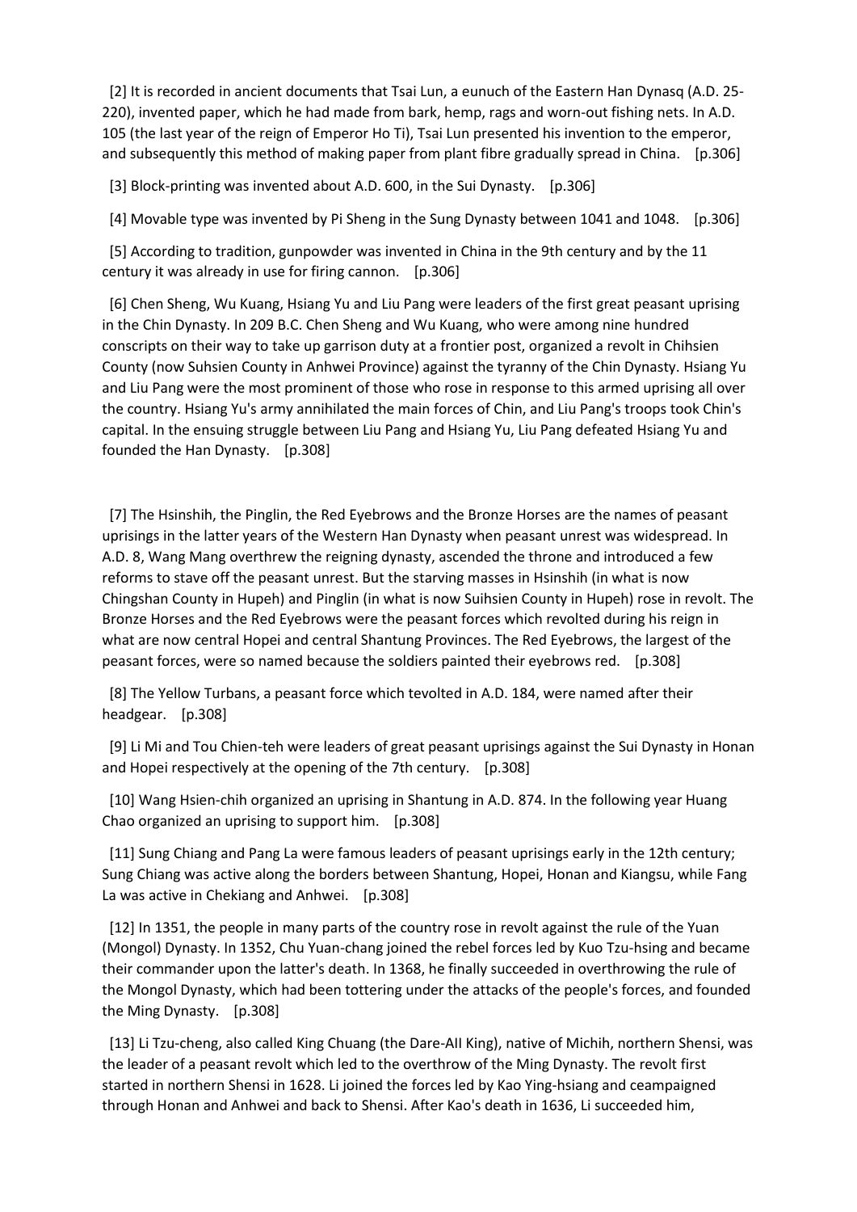[2] It is recorded in ancient documents that Tsai Lun, a eunuch of the Eastern Han Dynasq (A.D. 25-220), invented paper, which he had made from bark, hemp, rags and worn-out fishing nets. In A.D. 105 (the last year of the reign of Emperor Ho Ti), Tsai Lun presented his invention to the emperor, and subsequently this method of making paper from plant fibre gradually spread in China. [p.306]

[3] Block-printing was invented about A.D. 600, in the Sui Dynasty. [p.306]

[4] Movable type was invented by Pi Sheng in the Sung Dynasty between 1041 and 1048. [p.306]

[5] According to tradition, gunpowder was invented in China in the 9th century and by the 11 century it was already in use for firing cannon. [p.306]

[6] Chen Sheng, Wu Kuang, Hsiang Yu and Liu Pang were leaders of the first great peasant uprising in the Chin Dynasty. In 209 B.C. Chen Sheng and Wu Kuang, who were among nine hundred conscripts on their way to take up garrison duty at a frontier post, organized a revolt in Chihsien County (now Suhsien County in Anhwei Province) against the tyranny of the Chin Dynasty. Hsiang Yu and Liu Pang were the most prominent of those who rose in response to this armed uprising all over the country. Hsiang Yu's army annihilated the main forces of Chin, and Liu Pang's troops took Chin's capital. In the ensuing struggle between Liu Pang and Hsiang Yu, Liu Pang defeated Hsiang Yu and founded the Han Dynasty. [p.308]

[7] The Hsinshih, the Pinglin, the Red Eyebrows and the Bronze Horses are the names of peasant uprisings in the latter years of the Western Han Dynasty when peasant unrest was widespread. In A.D. 8, Wang Mang overthrew the reigning dynasty, ascended the throne and introduced a few reforms to stave off the peasant unrest. But the starving masses in Hsinshih (in what is now Chingshan County in Hupeh) and Pinglin (in what is now Suihsien County in Hupeh) rose in revolt. The Bronze Horses and the Red Eyebrows were the peasant forces which revolted during his reign in what are now central Hopei and central Shantung Provinces. The Red Eyebrows, the largest of the peasant forces, were so named because the soldiers painted their eyebrows red. [p.308]

[8] The Yellow Turbans, a peasant force which tevolted in A.D. 184, were named after their headgear. [p.308]

[9] Li Mi and Tou Chien-teh were leaders of great peasant uprisings against the Sui Dynasty in Honan and Hopei respectively at the opening of the 7th century. [p.308]

[10] Wang Hsien-chih organized an uprising in Shantung in A.D. 874. In the following year Huang Chao organized an uprising to support him. [p.308]

[11] Sung Chiang and Pang La were famous leaders of peasant uprisings early in the 12th century; Sung Chiang was active along the borders between Shantung, Hopei, Honan and Kiangsu, while Fang La was active in Chekiang and Anhwei. [p.308]

[12] In 1351, the people in many parts of the country rose in revolt against the rule of the Yuan (Mongol) Dynasty. In 1352, Chu Yuan-chang joined the rebel forces led by Kuo Tzu-hsing and became their commander upon the latter's death. In 1368, he finally succeeded in overthrowing the rule of the Mongol Dynasty, which had been tottering under the attacks of the people's forces, and founded the Ming Dynasty. [p.308]

[13] Li Tzu-cheng, also called King Chuang (the Dare-AII King), native of Michih, northern Shensi, was the leader of a peasant revolt which led to the overthrow of the Ming Dynasty. The revolt first started in northern Shensi in 1628. Li joined the forces led by Kao Ying-hsiang and ceampaigned through Honan and Anhwei and back to Shensi. After Kao's death in 1636, Li succeeded him,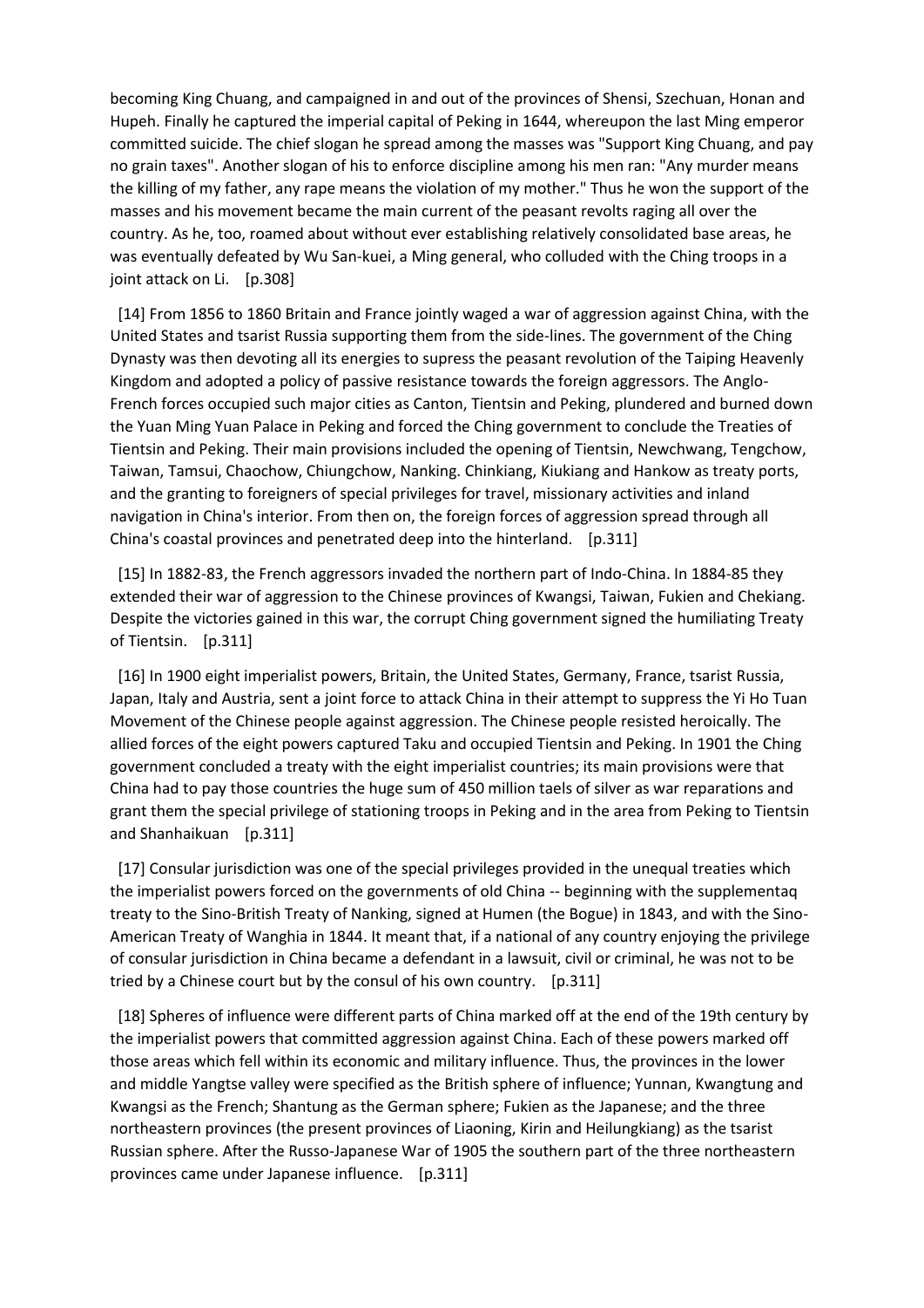becoming King Chuang, and campaigned in and out of the provinces of Shensi, Szechuan, Honan and Hupeh. Finally he captured the imperial capital of Peking in 1644, whereupon the last Ming emperor committed suicide. The chief slogan he spread among the masses was "Support King Chuang, and pay no grain taxes". Another slogan of his to enforce discipline among his men ran: "Any murder means the killing of my father, any rape means the violation of my mother." Thus he won the support of the masses and his movement became the main current of the peasant revolts raging all over the country. As he, too, roamed about without ever establishing relatively consolidated base areas, he was eventually defeated by Wu San-kuei, a Ming general, who colluded with the Ching troops in a joint attack on Li. [p.308]

[14] From 1856 to 1860 Britain and France jointly waged a war of aggression against China, with the United States and tsarist Russia supporting them from the side-lines. The government of the Ching Dynasty was then devoting all its energies to supress the peasant revolution of the Taiping Heavenly Kingdom and adopted a policy of passive resistance towards the foreign aggressors. The Anglo-French forces occupied such major cities as Canton, Tientsin and Peking, plundered and burned down the Yuan Ming Yuan Palace in Peking and forced the Ching government to conclude the Treaties of Tientsin and Peking. Their main provisions included the opening of Tientsin, Newchwang, Tengchow, Taiwan, Tamsui, Chaochow, Chiungchow, Nanking. Chinkiang, Kiukiang and Hankow as treaty ports, and the granting to foreigners of special privileges for travel, missionary activities and inland navigation in China's interior. From then on, the foreign forces of aggression spread through all China's coastal provinces and penetrated deep into the hinterland. [p.311]

[15] In 1882-83, the French aggressors invaded the northern part of Indo-China. In 1884-85 they extended their war of aggression to the Chinese provinces of Kwangsi, Taiwan, Fukien and Chekiang. Despite the victories gained in this war, the corrupt Ching government signed the humiliating Treaty of Tientsin. [p.311]

[16] In 1900 eight imperialist powers, Britain, the United States, Germany, France, tsarist Russia, Japan, Italy and Austria, sent a joint force to attack China in their attempt to suppress the Yi Ho Tuan Movement of the Chinese people against aggression. The Chinese people resisted heroically. The allied forces of the eight powers captured Taku and occupied Tientsin and Peking. In 1901 the Ching government concluded a treaty with the eight imperialist countries; its main provisions were that China had to pay those countries the huge sum of 450 million taels of silver as war reparations and grant them the special privilege of stationing troops in Peking and in the area from Peking to Tientsin and Shanhaikuan [p.311]

[17] Consular jurisdiction was one of the special privileges provided in the unequal treaties which the imperialist powers forced on the governments of old China -- beginning with the supplementaq treaty to the Sino-British Treaty of Nanking, signed at Humen (the Bogue) in 1843, and with the Sino-American Treaty of Wanghia in 1844. It meant that, if a national of any country enjoying the privilege of consular jurisdiction in China became a defendant in a lawsuit, civil or criminal, he was not to be tried by a Chinese court but by the consul of his own country. [p.311]

[18] Spheres of influence were different parts of China marked off at the end of the 19th century by the imperialist powers that committed aggression against China. Each of these powers marked off those areas which fell within its economic and military influence. Thus, the provinces in the lower and middle Yangtse valley were specified as the British sphere of influence; Yunnan, Kwangtung and Kwangsi as the French; Shantung as the German sphere; Fukien as the Japanese; and the three northeastern provinces (the present provinces of Liaoning, Kirin and Heilungkiang) as the tsarist Russian sphere. After the Russo-Japanese War of 1905 the southern part of the three northeastern provinces came under Japanese influence. [p.311]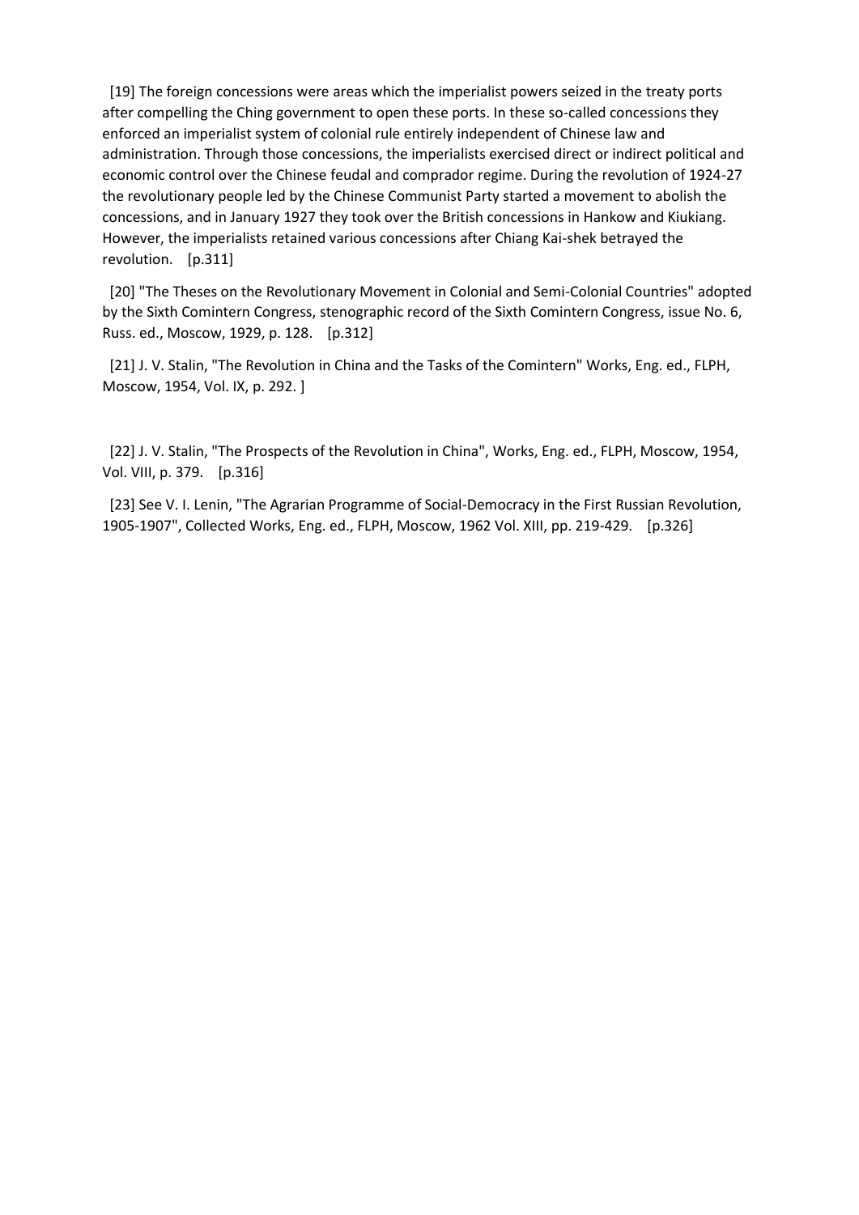[19] The foreign concessions were areas which the imperialist powers seized in the treaty ports after compelling the Ching government to open these ports. In these so-called concessions they enforced an imperialist system of colonial rule entirely independent of Chinese law and administration. Through those concessions, the imperialists exercised direct or indirect political and economic control over the Chinese feudal and comprador regime. During the revolution of 1924-27 the revolutionary people led by the Chinese Communist Party started a movement to abolish the concessions, and in January 1927 they took over the British concessions in Hankow and Kiukiang. However, the imperialists retained various concessions after Chiang Kai-shek betrayed the revolution. [p.311]

[20] "The Theses on the Revolutionary Movement in Colonial and Semi-Colonial Countries" adopted by the Sixth Comintern Congress, stenographic record of the Sixth Comintern Congress, issue No. 6, Russ. ed., Moscow, 1929, p. 128. [p.312]

[21] J. V. Stalin, "The Revolution in China and the Tasks of the Comintern" Works, Eng. ed., FLPH, Moscow, 1954, Vol. IX, p. 292. ]

[22] J. V. Stalin, "The Prospects of the Revolution in China", Works, Eng. ed., FLPH, Moscow, 1954, Vol. VIII, p. 379. [p.316]

[23] See V. I. Lenin, "The Agrarian Programme of Social-Democracy in the First Russian Revolution, 1905-1907", Collected Works, Eng. ed., FLPH, Moscow, 1962 Vol. XIII, pp. 219-429. [p.326]